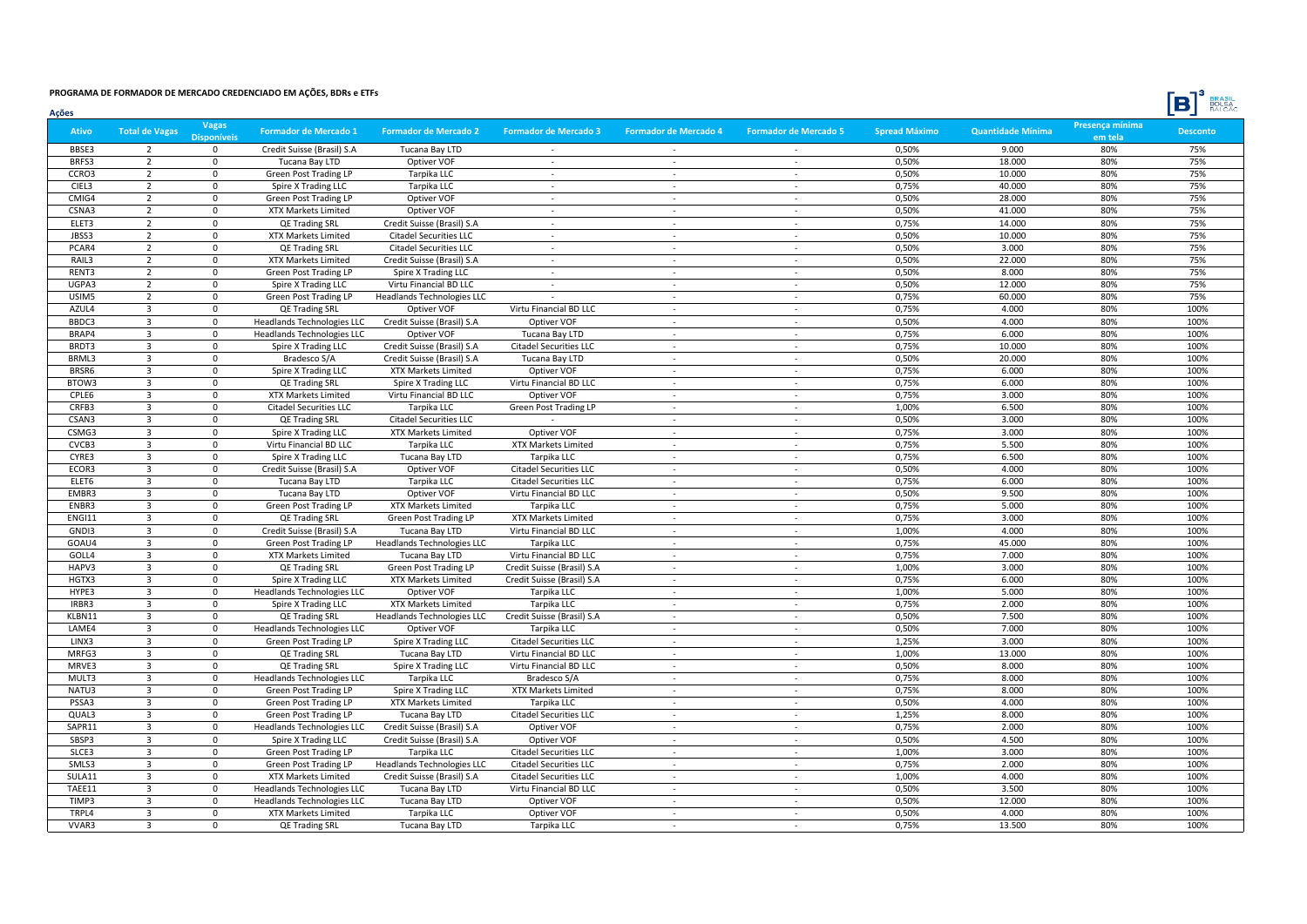# PROGRAMA DE FORMADOR DE MERCADO CREDENCIADO EM AÇÕES, BDRs e ETFs

## Ações

| Ativo | Total de Vagas | Vagas Disponíveis | Formador de Mercado 1 | Formador de Mercado 2 | Formador de Mercado 3 | Formador de Mercado 4 | Formador de Mercado 5 | Spread Máximo | Quantidade Mínima | Presença mínima em tela | Desconto |
|---|---|---|---|---|---|---|---|---|---|---|---|
| BBSE3 | 2 | 0 | Credit Suisse (Brasil) S.A | Tucana Bay LTD | - | - | - | 0,50% | 9.000 | 80% | 75% |
| BRFS3 | 2 | 0 | Tucana Bay LTD | Optiver VOF | - | - | - | 0,50% | 18.000 | 80% | 75% |
| CCRO3 | 2 | 0 | Green Post Trading LP | Tarpika LLC | - | - | - | 0,50% | 10.000 | 80% | 75% |
| CIEL3 | 2 | 0 | Spire X Trading LLC | Tarpika LLC | - | - | - | 0,75% | 40.000 | 80% | 75% |
| CMIG4 | 2 | 0 | Green Post Trading LP | Optiver VOF | - | - | - | 0,50% | 28.000 | 80% | 75% |
| CSNA3 | 2 | 0 | XTX Markets Limited | Optiver VOF | - | - | - | 0,50% | 41.000 | 80% | 75% |
| ELET3 | 2 | 0 | QE Trading SRL | Credit Suisse (Brasil) S.A | - | - | - | 0,75% | 14.000 | 80% | 75% |
| JBSS3 | 2 | 0 | XTX Markets Limited | Citadel Securities LLC | - | - | - | 0,50% | 10.000 | 80% | 75% |
| PCAR4 | 2 | 0 | QE Trading SRL | Citadel Securities LLC | - | - | - | 0,50% | 3.000 | 80% | 75% |
| RAIL3 | 2 | 0 | XTX Markets Limited | Credit Suisse (Brasil) S.A | - | - | - | 0,50% | 22.000 | 80% | 75% |
| RENT3 | 2 | 0 | Green Post Trading LP | Spire X Trading LLC | - | - | - | 0,50% | 8.000 | 80% | 75% |
| UGPA3 | 2 | 0 | Spire X Trading LLC | Virtu Financial BD LLC | - | - | - | 0,50% | 12.000 | 80% | 75% |
| USIM5 | 2 | 0 | Green Post Trading LP | Headlands Technologies LLC | - | - | - | 0,75% | 60.000 | 80% | 75% |
| AZUL4 | 3 | 0 | QE Trading SRL | Optiver VOF | Virtu Financial BD LLC | - | - | 0,75% | 4.000 | 80% | 100% |
| BBDC3 | 3 | 0 | Headlands Technologies LLC | Credit Suisse (Brasil) S.A | Optiver VOF | - | - | 0,50% | 4.000 | 80% | 100% |
| BRAP4 | 3 | 0 | Headlands Technologies LLC | Optiver VOF | Tucana Bay LTD | - | - | 0,75% | 6.000 | 80% | 100% |
| BRDT3 | 3 | 0 | Spire X Trading LLC | Credit Suisse (Brasil) S.A | Citadel Securities LLC | - | - | 0,75% | 10.000 | 80% | 100% |
| BRML3 | 3 | 0 | Bradesco S/A | Credit Suisse (Brasil) S.A | Tucana Bay LTD | - | - | 0,50% | 20.000 | 80% | 100% |
| BRSR6 | 3 | 0 | Spire X Trading LLC | XTX Markets Limited | Optiver VOF | - | - | 0,75% | 6.000 | 80% | 100% |
| BTOW3 | 3 | 0 | QE Trading SRL | Spire X Trading LLC | Virtu Financial BD LLC | - | - | 0,75% | 6.000 | 80% | 100% |
| CPLE6 | 3 | 0 | XTX Markets Limited | Virtu Financial BD LLC | Optiver VOF | - | - | 0,75% | 3.000 | 80% | 100% |
| CRFB3 | 3 | 0 | Citadel Securities LLC | Tarpika LLC | Green Post Trading LP | - | - | 1,00% | 6.500 | 80% | 100% |
| CSAN3 | 3 | 0 | QE Trading SRL | Citadel Securities LLC | - | - | - | 0,50% | 3.000 | 80% | 100% |
| CSMG3 | 3 | 0 | Spire X Trading LLC | XTX Markets Limited | Optiver VOF | - | - | 0,75% | 3.000 | 80% | 100% |
| CVCB3 | 3 | 0 | Virtu Financial BD LLC | Tarpika LLC | XTX Markets Limited | - | - | 0,75% | 5.500 | 80% | 100% |
| CYRE3 | 3 | 0 | Spire X Trading LLC | Tucana Bay LTD | Tarpika LLC | - | - | 0,75% | 6.500 | 80% | 100% |
| ECOR3 | 3 | 0 | Credit Suisse (Brasil) S.A | Optiver VOF | Citadel Securities LLC | - | - | 0,50% | 4.000 | 80% | 100% |
| ELET6 | 3 | 0 | Tucana Bay LTD | Tarpika LLC | Citadel Securities LLC | - | - | 0,75% | 6.000 | 80% | 100% |
| EMBR3 | 3 | 0 | Tucana Bay LTD | Optiver VOF | Virtu Financial BD LLC | - | - | 0,50% | 9.500 | 80% | 100% |
| ENBR3 | 3 | 0 | Green Post Trading LP | XTX Markets Limited | Tarpika LLC | - | - | 0,75% | 5.000 | 80% | 100% |
| ENGI11 | 3 | 0 | QE Trading SRL | Green Post Trading LP | XTX Markets Limited | - | - | 0,75% | 3.000 | 80% | 100% |
| GNDI3 | 3 | 0 | Credit Suisse (Brasil) S.A | Tucana Bay LTD | Virtu Financial BD LLC | - | - | 1,00% | 4.000 | 80% | 100% |
| GOAU4 | 3 | 0 | Green Post Trading LP | Headlands Technologies LLC | Tarpika LLC | - | - | 0,75% | 45.000 | 80% | 100% |
| GOLL4 | 3 | 0 | XTX Markets Limited | Tucana Bay LTD | Virtu Financial BD LLC | - | - | 0,75% | 7.000 | 80% | 100% |
| HAPV3 | 3 | 0 | QE Trading SRL | Green Post Trading LP | Credit Suisse (Brasil) S.A | - | - | 1,00% | 3.000 | 80% | 100% |
| HGTX3 | 3 | 0 | Spire X Trading LLC | XTX Markets Limited | Credit Suisse (Brasil) S.A | - | - | 0,75% | 6.000 | 80% | 100% |
| HYPE3 | 3 | 0 | Headlands Technologies LLC | Optiver VOF | Tarpika LLC | - | - | 1,00% | 5.000 | 80% | 100% |
| IRBR3 | 3 | 0 | Spire X Trading LLC | XTX Markets Limited | Tarpika LLC | - | - | 0,75% | 2.000 | 80% | 100% |
| KLBN11 | 3 | 0 | QE Trading SRL | Headlands Technologies LLC | Credit Suisse (Brasil) S.A | - | - | 0,50% | 7.500 | 80% | 100% |
| LAME4 | 3 | 0 | Headlands Technologies LLC | Optiver VOF | Tarpika LLC | - | - | 0,50% | 7.000 | 80% | 100% |
| LINX3 | 3 | 0 | Green Post Trading LP | Spire X Trading LLC | Citadel Securities LLC | - | - | 1,25% | 3.000 | 80% | 100% |
| MRFG3 | 3 | 0 | QE Trading SRL | Tucana Bay LTD | Virtu Financial BD LLC | - | - | 1,00% | 13.000 | 80% | 100% |
| MRVE3 | 3 | 0 | QE Trading SRL | Spire X Trading LLC | Virtu Financial BD LLC | - | - | 0,50% | 8.000 | 80% | 100% |
| MULT3 | 3 | 0 | Headlands Technologies LLC | Tarpika LLC | Bradesco S/A | - | - | 0,75% | 8.000 | 80% | 100% |
| NATU3 | 3 | 0 | Green Post Trading LP | Spire X Trading LLC | XTX Markets Limited | - | - | 0,75% | 8.000 | 80% | 100% |
| PSSA3 | 3 | 0 | Green Post Trading LP | XTX Markets Limited | Tarpika LLC | - | - | 0,50% | 4.000 | 80% | 100% |
| QUAL3 | 3 | 0 | Green Post Trading LP | Tucana Bay LTD | Citadel Securities LLC | - | - | 1,25% | 8.000 | 80% | 100% |
| SAPR11 | 3 | 0 | Headlands Technologies LLC | Credit Suisse (Brasil) S.A | Optiver VOF | - | - | 0,75% | 2.000 | 80% | 100% |
| SBSP3 | 3 | 0 | Spire X Trading LLC | Credit Suisse (Brasil) S.A | Optiver VOF | - | - | 0,50% | 4.500 | 80% | 100% |
| SLCE3 | 3 | 0 | Green Post Trading LP | Tarpika LLC | Citadel Securities LLC | - | - | 1,00% | 3.000 | 80% | 100% |
| SMLS3 | 3 | 0 | Green Post Trading LP | Headlands Technologies LLC | Citadel Securities LLC | - | - | 0,75% | 2.000 | 80% | 100% |
| SULA11 | 3 | 0 | XTX Markets Limited | Credit Suisse (Brasil) S.A | Citadel Securities LLC | - | - | 1,00% | 4.000 | 80% | 100% |
| TAEE11 | 3 | 0 | Headlands Technologies LLC | Tucana Bay LTD | Virtu Financial BD LLC | - | - | 0,50% | 3.500 | 80% | 100% |
| TIMP3 | 3 | 0 | Headlands Technologies LLC | Tucana Bay LTD | Optiver VOF | - | - | 0,50% | 12.000 | 80% | 100% |
| TRPL4 | 3 | 0 | XTX Markets Limited | Tarpika LLC | Optiver VOF | - | - | 0,50% | 4.000 | 80% | 100% |
| VVAR3 | 3 | 0 | QE Trading SRL | Tucana Bay LTD | Tarpika LLC | - | - | 0,75% | 13.500 | 80% | 100% |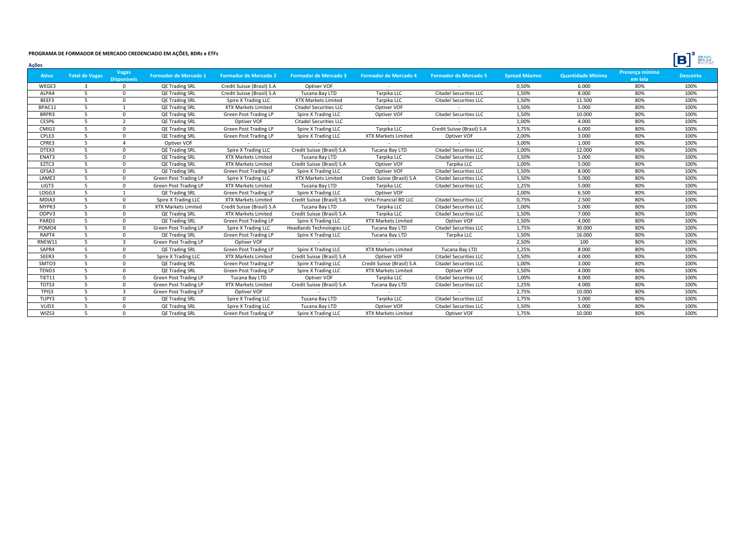**PROGRAMA DE FORMADOR DE MERCADO CREDENCIADO EM AÇÕES, BDRs e ETFs**

**Ações**

| Ativo | Total de Vagas | Vagas Disponíveis | Formador de Mercado 1 | Formador de Mercado 2 | Formador de Mercado 3 | Formador de Mercado 4 | Formador de Mercado 5 | Spread Máximo | Quantidade Mínima | Presença mínima em tela | Desconto |
|---|---|---|---|---|---|---|---|---|---|---|---|
| WEGE3 | 3 | 0 | QE Trading SRL | Credit Suisse (Brasil) S.A | Optiver VOF | - | - | 0,50% | 6.000 | 80% | 100% |
| ALPA4 | 5 | 0 | QE Trading SRL | Credit Suisse (Brasil) S.A | Tucana Bay LTD | Tarpika LLC | Citadel Securities LLC | 1,50% | 8.000 | 80% | 100% |
| BEEF3 | 5 | 0 | QE Trading SRL | Spire X Trading LLC | XTX Markets Limited | Tarpika LLC | Citadel Securities LLC | 1,50% | 11.500 | 80% | 100% |
| BPAC11 | 5 | 1 | QE Trading SRL | XTX Markets Limited | Citadel Securities LLC | Optiver VOF | - | 1,50% | 5.000 | 80% | 100% |
| BRPR3 | 5 | 0 | QE Trading SRL | Green Post Trading LP | Spire X Trading LLC | Optiver VOF | Citadel Securities LLC | 1,50% | 10.000 | 80% | 100% |
| CESP6 | 5 | 2 | QE Trading SRL | Optiver VOF | Citadel Securities LLC | - | - | 1,00% | 4.000 | 80% | 100% |
| CMIG3 | 5 | 0 | QE Trading SRL | Green Post Trading LP | Spire X Trading LLC | Tarpika LLC | Credit Suisse (Brasil) S.A | 3,75% | 6.000 | 80% | 100% |
| CPLE3 | 5 | 0 | QE Trading SRL | Green Post Trading LP | Spire X Trading LLC | XTX Markets Limited | Optiver VOF | 2,00% | 3.000 | 80% | 100% |
| CPRE3 | 5 | 4 | Optiver VOF | - | - | - | - | 3,00% | 1.000 | 80% | 100% |
| DTEX3 | 5 | 0 | QE Trading SRL | Spire X Trading LLC | Credit Suisse (Brasil) S.A | Tucana Bay LTD | Citadel Securities LLC | 1,00% | 12.000 | 80% | 100% |
| ENAT3 | 5 | 0 | QE Trading SRL | XTX Markets Limited | Tucana Bay LTD | Tarpika LLC | Citadel Securities LLC | 1,50% | 5.000 | 80% | 100% |
| EZTC3 | 5 | 0 | QE Trading SRL | XTX Markets Limited | Credit Suisse (Brasil) S.A | Optiver VOF | Tarpika LLC | 1,00% | 5.000 | 80% | 100% |
| GFSA3 | 5 | 0 | QE Trading SRL | Green Post Trading LP | Spire X Trading LLC | Optiver VOF | Citadel Securities LLC | 1,50% | 8.000 | 80% | 100% |
| LAME3 | 5 | 0 | Green Post Trading LP | Spire X Trading LLC | XTX Markets Limited | Credit Suisse (Brasil) S.A | Citadel Securities LLC | 1,50% | 5.000 | 80% | 100% |
| LIGT3 | 5 | 0 | Green Post Trading LP | XTX Markets Limited | Tucana Bay LTD | Tarpika LLC | Citadel Securities LLC | 1,25% | 5.000 | 80% | 100% |
| LOGG3 | 5 | 1 | QE Trading SRL | Green Post Trading LP | Spire X Trading LLC | Optiver VOF | | 2,00% | 6.500 | 80% | 100% |
| MDIA3 | 5 | 0 | Spire X Trading LLC | XTX Markets Limited | Credit Suisse (Brasil) S.A | Virtu Financial BD LLC | Citadel Securities LLC | 0,75% | 2.500 | 80% | 100% |
| MYPK3 | 5 | 0 | XTX Markets Limited | Credit Suisse (Brasil) S.A | Tucana Bay LTD | Tarpika LLC | Citadel Securities LLC | 1,00% | 5.000 | 80% | 100% |
| ODPV3 | 5 | 0 | QE Trading SRL | XTX Markets Limited | Credit Suisse (Brasil) S.A | Tarpika LLC | Citadel Securities LLC | 1,50% | 7.000 | 80% | 100% |
| PARD3 | 5 | 0 | QE Trading SRL | Green Post Trading LP | Spire X Trading LLC | XTX Markets Limited | Optiver VOF | 1,50% | 4.000 | 80% | 100% |
| POMO4 | 5 | 0 | Green Post Trading LP | Spire X Trading LLC | Headlands Technologies LLC | Tucana Bay LTD | Citadel Securities LLC | 1,75% | 30.000 | 80% | 100% |
| RAPT4 | 5 | 0 | QE Trading SRL | Green Post Trading LP | Spire X Trading LLC | Tucana Bay LTD | Tarpika LLC | 1,50% | 16.000 | 80% | 100% |
| RNEW11 | 5 | 3 | Green Post Trading LP | Optiver VOF | - | - | - | 2,50% | 100 | 80% | 100% |
| SAPR4 | 5 | 0 | QE Trading SRL | Green Post Trading LP | Spire X Trading LLC | XTX Markets Limited | Tucana Bay LTD | 1,25% | 8.000 | 80% | 100% |
| SEER3 | 5 | 0 | Spire X Trading LLC | XTX Markets Limited | Credit Suisse (Brasil) S.A | Optiver VOF | Citadel Securities LLC | 1,50% | 4.000 | 80% | 100% |
| SMTO3 | 5 | 0 | QE Trading SRL | Green Post Trading LP | Spire X Trading LLC | Credit Suisse (Brasil) S.A | Citadel Securities LLC | 1,00% | 3.000 | 80% | 100% |
| TEND3 | 5 | 0 | QE Trading SRL | Green Post Trading LP | Spire X Trading LLC | XTX Markets Limited | Optiver VOF | 1,50% | 4.000 | 80% | 100% |
| TIET11 | 5 | 0 | Green Post Trading LP | Tucana Bay LTD | Optiver VOF | Tarpika LLC | Citadel Securities LLC | 1,00% | 8.000 | 80% | 100% |
| TOTS3 | 5 | 0 | Green Post Trading LP | XTX Markets Limited | Credit Suisse (Brasil) S.A | Tucana Bay LTD | Citadel Securities LLC | 1,25% | 4.000 | 80% | 100% |
| TPIS3 | 5 | 3 | Green Post Trading LP | Optiver VOF | - | - | - | 2,75% | 10.000 | 80% | 100% |
| TUPY3 | 5 | 0 | QE Trading SRL | Spire X Trading LLC | Tucana Bay LTD | Tarpika LLC | Citadel Securities LLC | 1,75% | 5.000 | 80% | 100% |
| VLID3 | 5 | 0 | QE Trading SRL | Spire X Trading LLC | Tucana Bay LTD | Optiver VOF | Citadel Securities LLC | 1,50% | 5.000 | 80% | 100% |
| WIZS3 | 5 | 0 | QE Trading SRL | Green Post Trading LP | Spire X Trading LLC | XTX Markets Limited | Optiver VOF | 1,75% | 10.000 | 80% | 100% |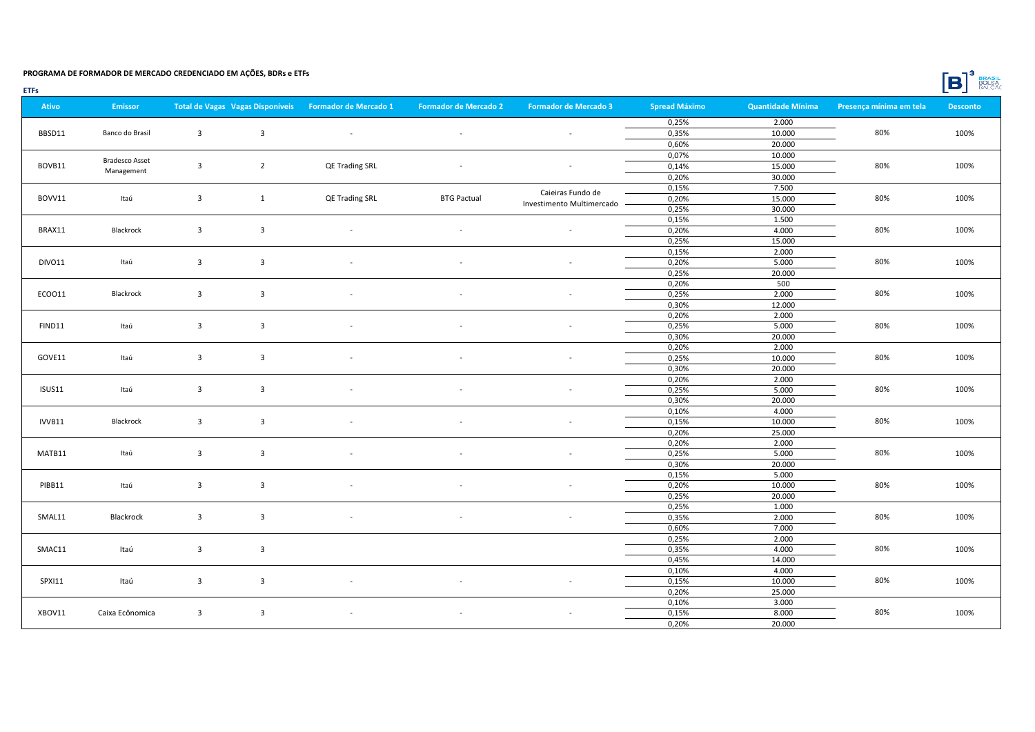**PROGRAMA DE FORMADOR DE MERCADO CREDENCIADO EM AÇÕES, BDRs e ETFs**

**ETFs**

| Ativo | Emissor | Total de Vagas | Vagas Disponíveis | Formador de Mercado 1 | Formador de Mercado 2 | Formador de Mercado 3 | Spread Máximo | Quantidade Mínima | Presença mínima em tela | Desconto |
|---|---|---|---|---|---|---|---|---|---|---|
| BBSD11 | Banco do Brasil | 3 | 3 | - | - | - | 0,25% | 2.000 | 80% | 100% |
| | | | | | | | 0,35% | 10.000 | | |
| | | | | | | | 0,60% | 20.000 | | |
| BOVB11 | Bradesco Asset Management | 3 | 2 | QE Trading SRL | - | - | 0,07% | 10.000 | 80% | 100% |
| | | | | | | | 0,14% | 15.000 | | |
| | | | | | | | 0,20% | 30.000 | | |
| BOVV11 | Itaú | 3 | 1 | QE Trading SRL | BTG Pactual | Caieiras Fundo de Investimento Multimercado | 0,15% | 7.500 | 80% | 100% |
| | | | | | | | 0,20% | 15.000 | | |
| | | | | | | | 0,25% | 30.000 | | |
| BRAX11 | Blackrock | 3 | 3 | - | - | - | 0,15% | 1.500 | 80% | 100% |
| | | | | | | | 0,20% | 4.000 | | |
| | | | | | | | 0,25% | 15.000 | | |
| DIVO11 | Itaú | 3 | 3 | - | - | - | 0,15% | 2.000 | 80% | 100% |
| | | | | | | | 0,20% | 5.000 | | |
| | | | | | | | 0,25% | 20.000 | | |
| ECOO11 | Blackrock | 3 | 3 | - | - | - | 0,20% | 500 | 80% | 100% |
| | | | | | | | 0,25% | 2.000 | | |
| | | | | | | | 0,30% | 12.000 | | |
| FIND11 | Itaú | 3 | 3 | - | - | - | 0,20% | 2.000 | 80% | 100% |
| | | | | | | | 0,25% | 5.000 | | |
| | | | | | | | 0,30% | 20.000 | | |
| GOVE11 | Itaú | 3 | 3 | - | - | - | 0,20% | 2.000 | 80% | 100% |
| | | | | | | | 0,25% | 10.000 | | |
| | | | | | | | 0,30% | 20.000 | | |
| ISUS11 | Itaú | 3 | 3 | - | - | - | 0,20% | 2.000 | 80% | 100% |
| | | | | | | | 0,25% | 5.000 | | |
| | | | | | | | 0,30% | 20.000 | | |
| IVVB11 | Blackrock | 3 | 3 | - | - | - | 0,10% | 4.000 | 80% | 100% |
| | | | | | | | 0,15% | 10.000 | | |
| | | | | | | | 0,20% | 25.000 | | |
| MATB11 | Itaú | 3 | 3 | - | - | - | 0,20% | 2.000 | 80% | 100% |
| | | | | | | | 0,25% | 5.000 | | |
| | | | | | | | 0,30% | 20.000 | | |
| PIBB11 | Itaú | 3 | 3 | - | - | - | 0,15% | 5.000 | 80% | 100% |
| | | | | | | | 0,20% | 10.000 | | |
| | | | | | | | 0,25% | 20.000 | | |
| SMAL11 | Blackrock | 3 | 3 | - | - | - | 0,25% | 1.000 | 80% | 100% |
| | | | | | | | 0,35% | 2.000 | | |
| | | | | | | | 0,60% | 7.000 | | |
| SMAC11 | Itaú | 3 | 3 | | | | 0,25% | 2.000 | 80% | 100% |
| | | | | | | | 0,35% | 4.000 | | |
| | | | | | | | 0,45% | 14.000 | | |
| SPXI11 | Itaú | 3 | 3 | - | - | - | 0,10% | 4.000 | 80% | 100% |
| | | | | | | | 0,15% | 10.000 | | |
| | | | | | | | 0,20% | 25.000 | | |
| XBOV11 | Caixa Econômica | 3 | 3 | - | - | - | 0,10% | 3.000 | 80% | 100% |
| | | | | | | | 0,15% | 8.000 | | |
| | | | | | | | 0,20% | 20.000 | | |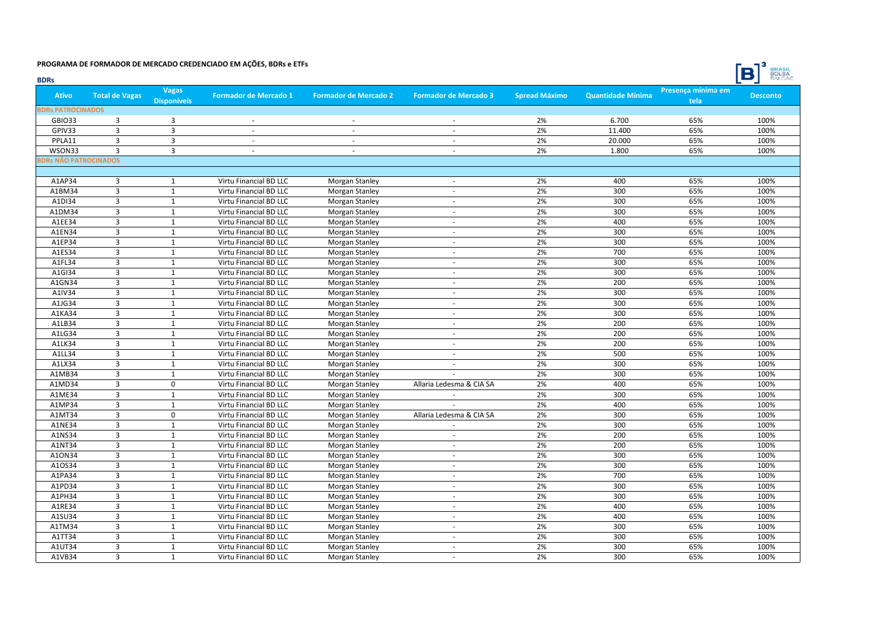# PROGRAMA DE FORMADOR DE MERCADO CREDENCIADO EM AÇÕES, BDRs e ETFs

## BDRs

| Ativo | Total de Vagas | Vagas Disponíveis | Formador de Mercado 1 | Formador de Mercado 2 | Formador de Mercado 3 | Spread Máximo | Quantidade Mínima | Presença mínima em tela | Desconto |
|---|---|---|---|---|---|---|---|---|---|
| **BDRs PATROCINADOS** | | | | | | | | | |
| GBIO33 | 3 | 3 | - | - | - | 2% | 6.700 | 65% | 100% |
| GPIV33 | 3 | 3 | - | - | - | 2% | 11.400 | 65% | 100% |
| PPLA11 | 3 | 3 | - | - | - | 2% | 20.000 | 65% | 100% |
| WSON33 | 3 | 3 | - | - | - | 2% | 1.800 | 65% | 100% |
| **BDRs NÃO PATROCINADOS** | | | | | | | | | |
| A1AP34 | 3 | 1 | Virtu Financial BD LLC | Morgan Stanley | - | 2% | 400 | 65% | 100% |
| A1BM34 | 3 | 1 | Virtu Financial BD LLC | Morgan Stanley | - | 2% | 300 | 65% | 100% |
| A1DI34 | 3 | 1 | Virtu Financial BD LLC | Morgan Stanley | - | 2% | 300 | 65% | 100% |
| A1DM34 | 3 | 1 | Virtu Financial BD LLC | Morgan Stanley | - | 2% | 300 | 65% | 100% |
| A1EE34 | 3 | 1 | Virtu Financial BD LLC | Morgan Stanley | - | 2% | 400 | 65% | 100% |
| A1EN34 | 3 | 1 | Virtu Financial BD LLC | Morgan Stanley | - | 2% | 300 | 65% | 100% |
| A1EP34 | 3 | 1 | Virtu Financial BD LLC | Morgan Stanley | - | 2% | 300 | 65% | 100% |
| A1ES34 | 3 | 1 | Virtu Financial BD LLC | Morgan Stanley | - | 2% | 700 | 65% | 100% |
| A1FL34 | 3 | 1 | Virtu Financial BD LLC | Morgan Stanley | - | 2% | 300 | 65% | 100% |
| A1GI34 | 3 | 1 | Virtu Financial BD LLC | Morgan Stanley | - | 2% | 300 | 65% | 100% |
| A1GN34 | 3 | 1 | Virtu Financial BD LLC | Morgan Stanley | - | 2% | 200 | 65% | 100% |
| A1IV34 | 3 | 1 | Virtu Financial BD LLC | Morgan Stanley | - | 2% | 300 | 65% | 100% |
| A1JG34 | 3 | 1 | Virtu Financial BD LLC | Morgan Stanley | - | 2% | 300 | 65% | 100% |
| A1KA34 | 3 | 1 | Virtu Financial BD LLC | Morgan Stanley | - | 2% | 300 | 65% | 100% |
| A1LB34 | 3 | 1 | Virtu Financial BD LLC | Morgan Stanley | - | 2% | 200 | 65% | 100% |
| A1LG34 | 3 | 1 | Virtu Financial BD LLC | Morgan Stanley | - | 2% | 200 | 65% | 100% |
| A1LK34 | 3 | 1 | Virtu Financial BD LLC | Morgan Stanley | - | 2% | 200 | 65% | 100% |
| A1LL34 | 3 | 1 | Virtu Financial BD LLC | Morgan Stanley | - | 2% | 500 | 65% | 100% |
| A1LX34 | 3 | 1 | Virtu Financial BD LLC | Morgan Stanley | - | 2% | 300 | 65% | 100% |
| A1MB34 | 3 | 1 | Virtu Financial BD LLC | Morgan Stanley | - | 2% | 300 | 65% | 100% |
| A1MD34 | 3 | 0 | Virtu Financial BD LLC | Morgan Stanley | Allaria Ledesma & CIA SA | 2% | 400 | 65% | 100% |
| A1ME34 | 3 | 1 | Virtu Financial BD LLC | Morgan Stanley | - | 2% | 300 | 65% | 100% |
| A1MP34 | 3 | 1 | Virtu Financial BD LLC | Morgan Stanley | - | 2% | 400 | 65% | 100% |
| A1MT34 | 3 | 0 | Virtu Financial BD LLC | Morgan Stanley | Allaria Ledesma & CIA SA | 2% | 300 | 65% | 100% |
| A1NE34 | 3 | 1 | Virtu Financial BD LLC | Morgan Stanley | - | 2% | 300 | 65% | 100% |
| A1NS34 | 3 | 1 | Virtu Financial BD LLC | Morgan Stanley | - | 2% | 200 | 65% | 100% |
| A1NT34 | 3 | 1 | Virtu Financial BD LLC | Morgan Stanley | - | 2% | 200 | 65% | 100% |
| A1ON34 | 3 | 1 | Virtu Financial BD LLC | Morgan Stanley | - | 2% | 300 | 65% | 100% |
| A1OS34 | 3 | 1 | Virtu Financial BD LLC | Morgan Stanley | - | 2% | 300 | 65% | 100% |
| A1PA34 | 3 | 1 | Virtu Financial BD LLC | Morgan Stanley | - | 2% | 700 | 65% | 100% |
| A1PD34 | 3 | 1 | Virtu Financial BD LLC | Morgan Stanley | - | 2% | 300 | 65% | 100% |
| A1PH34 | 3 | 1 | Virtu Financial BD LLC | Morgan Stanley | - | 2% | 300 | 65% | 100% |
| A1RE34 | 3 | 1 | Virtu Financial BD LLC | Morgan Stanley | - | 2% | 400 | 65% | 100% |
| A1SU34 | 3 | 1 | Virtu Financial BD LLC | Morgan Stanley | - | 2% | 400 | 65% | 100% |
| A1TM34 | 3 | 1 | Virtu Financial BD LLC | Morgan Stanley | - | 2% | 300 | 65% | 100% |
| A1TT34 | 3 | 1 | Virtu Financial BD LLC | Morgan Stanley | - | 2% | 300 | 65% | 100% |
| A1UT34 | 3 | 1 | Virtu Financial BD LLC | Morgan Stanley | - | 2% | 300 | 65% | 100% |
| A1VB34 | 3 | 1 | Virtu Financial BD LLC | Morgan Stanley | - | 2% | 300 | 65% | 100% |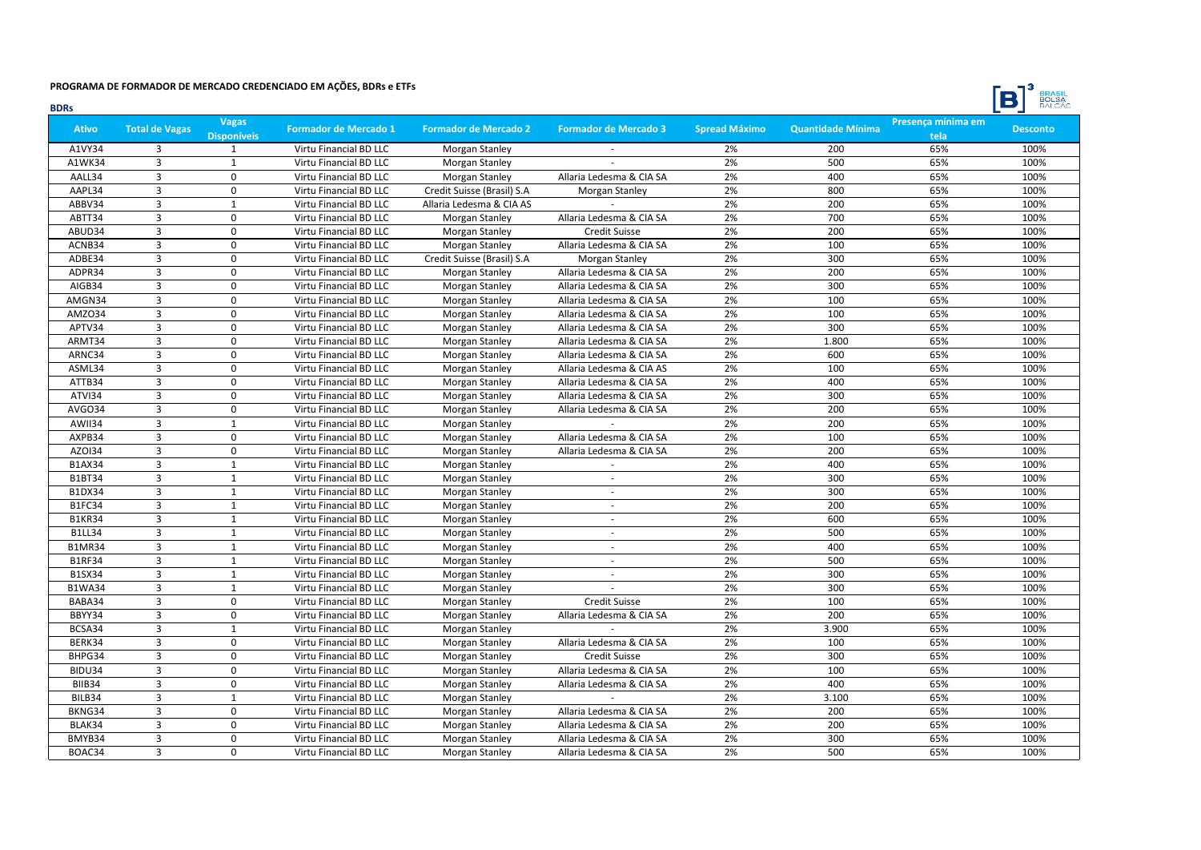## PROGRAMA DE FORMADOR DE MERCADO CREDENCIADO EM AÇÕES, BDRs e ETFs

**BDRs**

| Ativo | Total de Vagas | Vagas Disponíveis | Formador de Mercado 1 | Formador de Mercado 2 | Formador de Mercado 3 | Spread Máximo | Quantidade Mínima | Presença mínima em tela | Desconto |
|---|---|---|---|---|---|---|---|---|---|
| A1VY34 | 3 | 1 | Virtu Financial BD LLC | Morgan Stanley | - | 2% | 200 | 65% | 100% |
| A1WK34 | 3 | 1 | Virtu Financial BD LLC | Morgan Stanley | - | 2% | 500 | 65% | 100% |
| AALL34 | 3 | 0 | Virtu Financial BD LLC | Morgan Stanley | Allaria Ledesma & CIA SA | 2% | 400 | 65% | 100% |
| AAPL34 | 3 | 0 | Virtu Financial BD LLC | Credit Suisse (Brasil) S.A | Morgan Stanley | 2% | 800 | 65% | 100% |
| ABBV34 | 3 | 1 | Virtu Financial BD LLC | Allaria Ledesma & CIA AS | - | 2% | 200 | 65% | 100% |
| ABTT34 | 3 | 0 | Virtu Financial BD LLC | Morgan Stanley | Allaria Ledesma & CIA SA | 2% | 700 | 65% | 100% |
| ABUD34 | 3 | 0 | Virtu Financial BD LLC | Morgan Stanley | Credit Suisse | 2% | 200 | 65% | 100% |
| ACNB34 | 3 | 0 | Virtu Financial BD LLC | Morgan Stanley | Allaria Ledesma & CIA SA | 2% | 100 | 65% | 100% |
| ADBE34 | 3 | 0 | Virtu Financial BD LLC | Credit Suisse (Brasil) S.A | Morgan Stanley | 2% | 300 | 65% | 100% |
| ADPR34 | 3 | 0 | Virtu Financial BD LLC | Morgan Stanley | Allaria Ledesma & CIA SA | 2% | 200 | 65% | 100% |
| AIGB34 | 3 | 0 | Virtu Financial BD LLC | Morgan Stanley | Allaria Ledesma & CIA SA | 2% | 300 | 65% | 100% |
| AMGN34 | 3 | 0 | Virtu Financial BD LLC | Morgan Stanley | Allaria Ledesma & CIA SA | 2% | 100 | 65% | 100% |
| AMZO34 | 3 | 0 | Virtu Financial BD LLC | Morgan Stanley | Allaria Ledesma & CIA SA | 2% | 100 | 65% | 100% |
| APTV34 | 3 | 0 | Virtu Financial BD LLC | Morgan Stanley | Allaria Ledesma & CIA SA | 2% | 300 | 65% | 100% |
| ARMT34 | 3 | 0 | Virtu Financial BD LLC | Morgan Stanley | Allaria Ledesma & CIA SA | 2% | 1.800 | 65% | 100% |
| ARNC34 | 3 | 0 | Virtu Financial BD LLC | Morgan Stanley | Allaria Ledesma & CIA SA | 2% | 600 | 65% | 100% |
| ASML34 | 3 | 0 | Virtu Financial BD LLC | Morgan Stanley | Allaria Ledesma & CIA AS | 2% | 100 | 65% | 100% |
| ATTB34 | 3 | 0 | Virtu Financial BD LLC | Morgan Stanley | Allaria Ledesma & CIA SA | 2% | 400 | 65% | 100% |
| ATVI34 | 3 | 0 | Virtu Financial BD LLC | Morgan Stanley | Allaria Ledesma & CIA SA | 2% | 300 | 65% | 100% |
| AVGO34 | 3 | 0 | Virtu Financial BD LLC | Morgan Stanley | Allaria Ledesma & CIA SA | 2% | 200 | 65% | 100% |
| AWII34 | 3 | 1 | Virtu Financial BD LLC | Morgan Stanley | - | 2% | 200 | 65% | 100% |
| AXPB34 | 3 | 0 | Virtu Financial BD LLC | Morgan Stanley | Allaria Ledesma & CIA SA | 2% | 100 | 65% | 100% |
| AZOI34 | 3 | 0 | Virtu Financial BD LLC | Morgan Stanley | Allaria Ledesma & CIA SA | 2% | 200 | 65% | 100% |
| B1AX34 | 3 | 1 | Virtu Financial BD LLC | Morgan Stanley | - | 2% | 400 | 65% | 100% |
| B1BT34 | 3 | 1 | Virtu Financial BD LLC | Morgan Stanley | - | 2% | 300 | 65% | 100% |
| B1DX34 | 3 | 1 | Virtu Financial BD LLC | Morgan Stanley | - | 2% | 300 | 65% | 100% |
| B1FC34 | 3 | 1 | Virtu Financial BD LLC | Morgan Stanley | - | 2% | 200 | 65% | 100% |
| B1KR34 | 3 | 1 | Virtu Financial BD LLC | Morgan Stanley | - | 2% | 600 | 65% | 100% |
| B1LL34 | 3 | 1 | Virtu Financial BD LLC | Morgan Stanley | - | 2% | 500 | 65% | 100% |
| B1MR34 | 3 | 1 | Virtu Financial BD LLC | Morgan Stanley | - | 2% | 400 | 65% | 100% |
| B1RF34 | 3 | 1 | Virtu Financial BD LLC | Morgan Stanley | - | 2% | 500 | 65% | 100% |
| B1SX34 | 3 | 1 | Virtu Financial BD LLC | Morgan Stanley | - | 2% | 300 | 65% | 100% |
| B1WA34 | 3 | 1 | Virtu Financial BD LLC | Morgan Stanley | - | 2% | 300 | 65% | 100% |
| BABA34 | 3 | 0 | Virtu Financial BD LLC | Morgan Stanley | Credit Suisse | 2% | 100 | 65% | 100% |
| BBYY34 | 3 | 0 | Virtu Financial BD LLC | Morgan Stanley | Allaria Ledesma & CIA SA | 2% | 200 | 65% | 100% |
| BCSA34 | 3 | 1 | Virtu Financial BD LLC | Morgan Stanley | - | 2% | 3.900 | 65% | 100% |
| BERK34 | 3 | 0 | Virtu Financial BD LLC | Morgan Stanley | Allaria Ledesma & CIA SA | 2% | 100 | 65% | 100% |
| BHPG34 | 3 | 0 | Virtu Financial BD LLC | Morgan Stanley | Credit Suisse | 2% | 300 | 65% | 100% |
| BIDU34 | 3 | 0 | Virtu Financial BD LLC | Morgan Stanley | Allaria Ledesma & CIA SA | 2% | 100 | 65% | 100% |
| BIIB34 | 3 | 0 | Virtu Financial BD LLC | Morgan Stanley | Allaria Ledesma & CIA SA | 2% | 400 | 65% | 100% |
| BILB34 | 3 | 1 | Virtu Financial BD LLC | Morgan Stanley | - | 2% | 3.100 | 65% | 100% |
| BKNG34 | 3 | 0 | Virtu Financial BD LLC | Morgan Stanley | Allaria Ledesma & CIA SA | 2% | 200 | 65% | 100% |
| BLAK34 | 3 | 0 | Virtu Financial BD LLC | Morgan Stanley | Allaria Ledesma & CIA SA | 2% | 200 | 65% | 100% |
| BMYB34 | 3 | 0 | Virtu Financial BD LLC | Morgan Stanley | Allaria Ledesma & CIA SA | 2% | 300 | 65% | 100% |
| BOAC34 | 3 | 0 | Virtu Financial BD LLC | Morgan Stanley | Allaria Ledesma & CIA SA | 2% | 500 | 65% | 100% |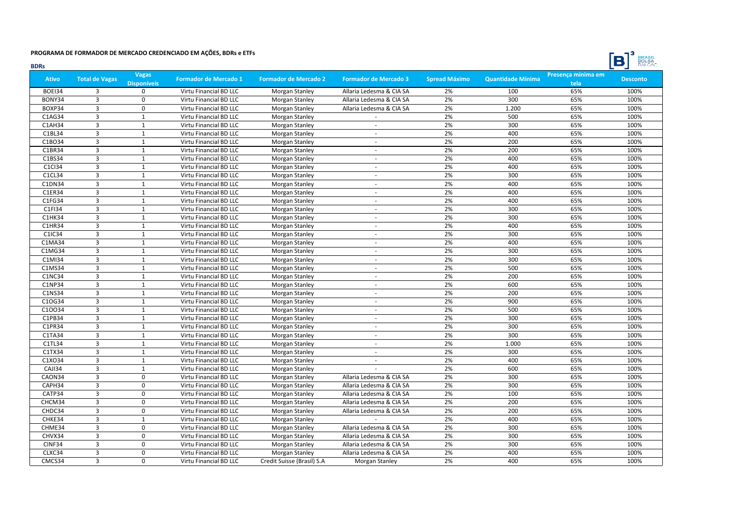## PROGRAMA DE FORMADOR DE MERCADO CREDENCIADO EM AÇÕES, BDRs e ETFs

### BDRs

| Ativo | Total de Vagas | Vagas Disponíveis | Formador de Mercado 1 | Formador de Mercado 2 | Formador de Mercado 3 | Spread Máximo | Quantidade Mínima | Presença mínima em tela | Desconto |
|---|---|---|---|---|---|---|---|---|---|
| BOEI34 | 3 | 0 | Virtu Financial BD LLC | Morgan Stanley | Allaria Ledesma & CIA SA | 2% | 100 | 65% | 100% |
| BONY34 | 3 | 0 | Virtu Financial BD LLC | Morgan Stanley | Allaria Ledesma & CIA SA | 2% | 300 | 65% | 100% |
| BOXP34 | 3 | 0 | Virtu Financial BD LLC | Morgan Stanley | Allaria Ledesma & CIA SA | 2% | 1.200 | 65% | 100% |
| C1AG34 | 3 | 1 | Virtu Financial BD LLC | Morgan Stanley | - | 2% | 500 | 65% | 100% |
| C1AH34 | 3 | 1 | Virtu Financial BD LLC | Morgan Stanley | - | 2% | 300 | 65% | 100% |
| C1BL34 | 3 | 1 | Virtu Financial BD LLC | Morgan Stanley | - | 2% | 400 | 65% | 100% |
| C1BO34 | 3 | 1 | Virtu Financial BD LLC | Morgan Stanley | - | 2% | 200 | 65% | 100% |
| C1BR34 | 3 | 1 | Virtu Financial BD LLC | Morgan Stanley | - | 2% | 200 | 65% | 100% |
| C1BS34 | 3 | 1 | Virtu Financial BD LLC | Morgan Stanley | - | 2% | 400 | 65% | 100% |
| C1CI34 | 3 | 1 | Virtu Financial BD LLC | Morgan Stanley | - | 2% | 400 | 65% | 100% |
| C1CL34 | 3 | 1 | Virtu Financial BD LLC | Morgan Stanley | - | 2% | 300 | 65% | 100% |
| C1DN34 | 3 | 1 | Virtu Financial BD LLC | Morgan Stanley | - | 2% | 400 | 65% | 100% |
| C1ER34 | 3 | 1 | Virtu Financial BD LLC | Morgan Stanley | - | 2% | 400 | 65% | 100% |
| C1FG34 | 3 | 1 | Virtu Financial BD LLC | Morgan Stanley | - | 2% | 400 | 65% | 100% |
| C1FI34 | 3 | 1 | Virtu Financial BD LLC | Morgan Stanley | - | 2% | 300 | 65% | 100% |
| C1HK34 | 3 | 1 | Virtu Financial BD LLC | Morgan Stanley | - | 2% | 300 | 65% | 100% |
| C1HR34 | 3 | 1 | Virtu Financial BD LLC | Morgan Stanley | - | 2% | 400 | 65% | 100% |
| C1IC34 | 3 | 1 | Virtu Financial BD LLC | Morgan Stanley | - | 2% | 300 | 65% | 100% |
| C1MA34 | 3 | 1 | Virtu Financial BD LLC | Morgan Stanley | - | 2% | 400 | 65% | 100% |
| C1MG34 | 3 | 1 | Virtu Financial BD LLC | Morgan Stanley | - | 2% | 300 | 65% | 100% |
| C1MI34 | 3 | 1 | Virtu Financial BD LLC | Morgan Stanley | - | 2% | 300 | 65% | 100% |
| C1MS34 | 3 | 1 | Virtu Financial BD LLC | Morgan Stanley | - | 2% | 500 | 65% | 100% |
| C1NC34 | 3 | 1 | Virtu Financial BD LLC | Morgan Stanley | - | 2% | 200 | 65% | 100% |
| C1NP34 | 3 | 1 | Virtu Financial BD LLC | Morgan Stanley | - | 2% | 600 | 65% | 100% |
| C1NS34 | 3 | 1 | Virtu Financial BD LLC | Morgan Stanley | - | 2% | 200 | 65% | 100% |
| C1OG34 | 3 | 1 | Virtu Financial BD LLC | Morgan Stanley | - | 2% | 900 | 65% | 100% |
| C1OO34 | 3 | 1 | Virtu Financial BD LLC | Morgan Stanley | - | 2% | 500 | 65% | 100% |
| C1PB34 | 3 | 1 | Virtu Financial BD LLC | Morgan Stanley | - | 2% | 300 | 65% | 100% |
| C1PR34 | 3 | 1 | Virtu Financial BD LLC | Morgan Stanley | - | 2% | 300 | 65% | 100% |
| C1TA34 | 3 | 1 | Virtu Financial BD LLC | Morgan Stanley | - | 2% | 300 | 65% | 100% |
| C1TL34 | 3 | 1 | Virtu Financial BD LLC | Morgan Stanley | - | 2% | 1.000 | 65% | 100% |
| C1TX34 | 3 | 1 | Virtu Financial BD LLC | Morgan Stanley | - | 2% | 300 | 65% | 100% |
| C1XO34 | 3 | 1 | Virtu Financial BD LLC | Morgan Stanley | - | 2% | 400 | 65% | 100% |
| CAJI34 | 3 | 1 | Virtu Financial BD LLC | Morgan Stanley | - | 2% | 600 | 65% | 100% |
| CAON34 | 3 | 0 | Virtu Financial BD LLC | Morgan Stanley | Allaria Ledesma & CIA SA | 2% | 300 | 65% | 100% |
| CAPH34 | 3 | 0 | Virtu Financial BD LLC | Morgan Stanley | Allaria Ledesma & CIA SA | 2% | 300 | 65% | 100% |
| CATP34 | 3 | 0 | Virtu Financial BD LLC | Morgan Stanley | Allaria Ledesma & CIA SA | 2% | 100 | 65% | 100% |
| CHCM34 | 3 | 0 | Virtu Financial BD LLC | Morgan Stanley | Allaria Ledesma & CIA SA | 2% | 200 | 65% | 100% |
| CHDC34 | 3 | 0 | Virtu Financial BD LLC | Morgan Stanley | Allaria Ledesma & CIA SA | 2% | 200 | 65% | 100% |
| CHKE34 | 3 | 1 | Virtu Financial BD LLC | Morgan Stanley | - | 2% | 400 | 65% | 100% |
| CHME34 | 3 | 0 | Virtu Financial BD LLC | Morgan Stanley | Allaria Ledesma & CIA SA | 2% | 300 | 65% | 100% |
| CHVX34 | 3 | 0 | Virtu Financial BD LLC | Morgan Stanley | Allaria Ledesma & CIA SA | 2% | 300 | 65% | 100% |
| CINF34 | 3 | 0 | Virtu Financial BD LLC | Morgan Stanley | Allaria Ledesma & CIA SA | 2% | 300 | 65% | 100% |
| CLXC34 | 3 | 0 | Virtu Financial BD LLC | Morgan Stanley | Allaria Ledesma & CIA SA | 2% | 400 | 65% | 100% |
| CMCS34 | 3 | 0 | Virtu Financial BD LLC | Credit Suisse (Brasil) S.A | Morgan Stanley | 2% | 400 | 65% | 100% |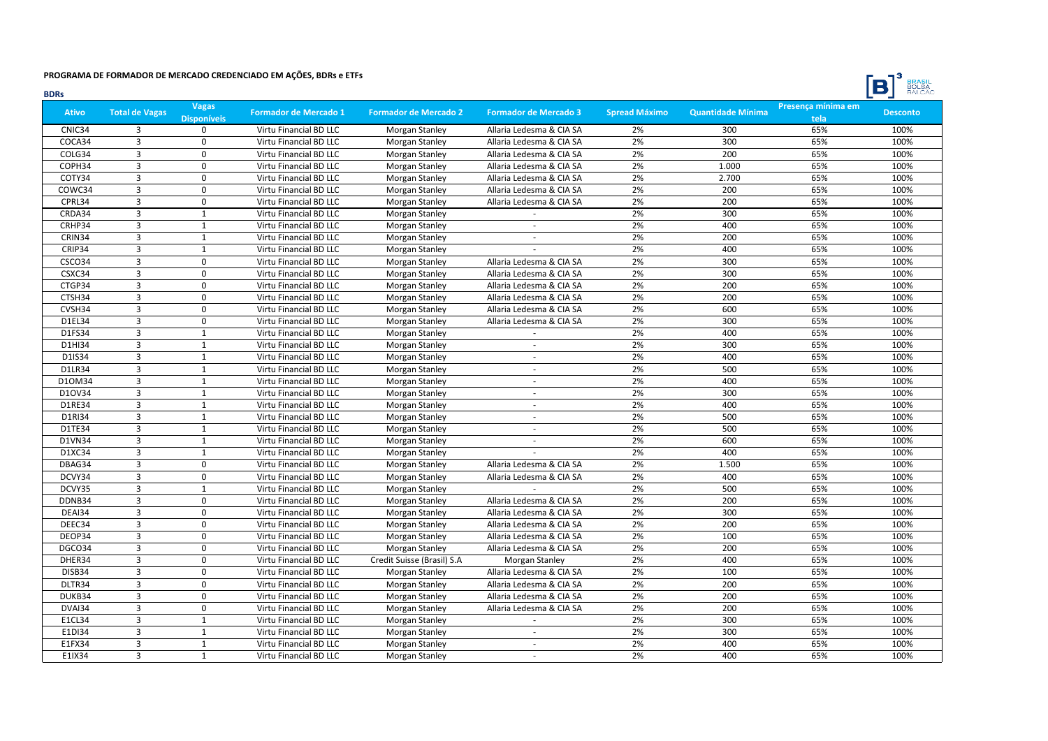## PROGRAMA DE FORMADOR DE MERCADO CREDENCIADO EM AÇÕES, BDRs e ETFs

**BDRs**

| Ativo | Total de Vagas | Vagas Disponíveis | Formador de Mercado 1 | Formador de Mercado 2 | Formador de Mercado 3 | Spread Máximo | Quantidade Mínima | Presença mínima em tela | Desconto |
|---|---|---|---|---|---|---|---|---|---|
| CNIC34 | 3 | 0 | Virtu Financial BD LLC | Morgan Stanley | Allaria Ledesma & CIA SA | 2% | 300 | 65% | 100% |
| COCA34 | 3 | 0 | Virtu Financial BD LLC | Morgan Stanley | Allaria Ledesma & CIA SA | 2% | 300 | 65% | 100% |
| COLG34 | 3 | 0 | Virtu Financial BD LLC | Morgan Stanley | Allaria Ledesma & CIA SA | 2% | 200 | 65% | 100% |
| COPH34 | 3 | 0 | Virtu Financial BD LLC | Morgan Stanley | Allaria Ledesma & CIA SA | 2% | 1.000 | 65% | 100% |
| COTY34 | 3 | 0 | Virtu Financial BD LLC | Morgan Stanley | Allaria Ledesma & CIA SA | 2% | 2.700 | 65% | 100% |
| COWC34 | 3 | 0 | Virtu Financial BD LLC | Morgan Stanley | Allaria Ledesma & CIA SA | 2% | 200 | 65% | 100% |
| CPRL34 | 3 | 0 | Virtu Financial BD LLC | Morgan Stanley | Allaria Ledesma & CIA SA | 2% | 200 | 65% | 100% |
| CRDA34 | 3 | 1 | Virtu Financial BD LLC | Morgan Stanley | - | 2% | 300 | 65% | 100% |
| CRHP34 | 3 | 1 | Virtu Financial BD LLC | Morgan Stanley | - | 2% | 400 | 65% | 100% |
| CRIN34 | 3 | 1 | Virtu Financial BD LLC | Morgan Stanley | - | 2% | 200 | 65% | 100% |
| CRIP34 | 3 | 1 | Virtu Financial BD LLC | Morgan Stanley | - | 2% | 400 | 65% | 100% |
| CSCO34 | 3 | 0 | Virtu Financial BD LLC | Morgan Stanley | Allaria Ledesma & CIA SA | 2% | 300 | 65% | 100% |
| CSXC34 | 3 | 0 | Virtu Financial BD LLC | Morgan Stanley | Allaria Ledesma & CIA SA | 2% | 300 | 65% | 100% |
| CTGP34 | 3 | 0 | Virtu Financial BD LLC | Morgan Stanley | Allaria Ledesma & CIA SA | 2% | 200 | 65% | 100% |
| CTSH34 | 3 | 0 | Virtu Financial BD LLC | Morgan Stanley | Allaria Ledesma & CIA SA | 2% | 200 | 65% | 100% |
| CVSH34 | 3 | 0 | Virtu Financial BD LLC | Morgan Stanley | Allaria Ledesma & CIA SA | 2% | 600 | 65% | 100% |
| D1EL34 | 3 | 0 | Virtu Financial BD LLC | Morgan Stanley | Allaria Ledesma & CIA SA | 2% | 300 | 65% | 100% |
| D1FS34 | 3 | 1 | Virtu Financial BD LLC | Morgan Stanley | - | 2% | 400 | 65% | 100% |
| D1HI34 | 3 | 1 | Virtu Financial BD LLC | Morgan Stanley | - | 2% | 300 | 65% | 100% |
| D1IS34 | 3 | 1 | Virtu Financial BD LLC | Morgan Stanley | - | 2% | 400 | 65% | 100% |
| D1LR34 | 3 | 1 | Virtu Financial BD LLC | Morgan Stanley | - | 2% | 500 | 65% | 100% |
| D1OM34 | 3 | 1 | Virtu Financial BD LLC | Morgan Stanley | - | 2% | 400 | 65% | 100% |
| D1OV34 | 3 | 1 | Virtu Financial BD LLC | Morgan Stanley | - | 2% | 300 | 65% | 100% |
| D1RE34 | 3 | 1 | Virtu Financial BD LLC | Morgan Stanley | - | 2% | 400 | 65% | 100% |
| D1RI34 | 3 | 1 | Virtu Financial BD LLC | Morgan Stanley | - | 2% | 500 | 65% | 100% |
| D1TE34 | 3 | 1 | Virtu Financial BD LLC | Morgan Stanley | - | 2% | 500 | 65% | 100% |
| D1VN34 | 3 | 1 | Virtu Financial BD LLC | Morgan Stanley | - | 2% | 600 | 65% | 100% |
| D1XC34 | 3 | 1 | Virtu Financial BD LLC | Morgan Stanley | - | 2% | 400 | 65% | 100% |
| DBAG34 | 3 | 0 | Virtu Financial BD LLC | Morgan Stanley | Allaria Ledesma & CIA SA | 2% | 1.500 | 65% | 100% |
| DCVY34 | 3 | 0 | Virtu Financial BD LLC | Morgan Stanley | Allaria Ledesma & CIA SA | 2% | 400 | 65% | 100% |
| DCVY35 | 3 | 1 | Virtu Financial BD LLC | Morgan Stanley | - | 2% | 500 | 65% | 100% |
| DDNB34 | 3 | 0 | Virtu Financial BD LLC | Morgan Stanley | Allaria Ledesma & CIA SA | 2% | 200 | 65% | 100% |
| DEAI34 | 3 | 0 | Virtu Financial BD LLC | Morgan Stanley | Allaria Ledesma & CIA SA | 2% | 300 | 65% | 100% |
| DEEC34 | 3 | 0 | Virtu Financial BD LLC | Morgan Stanley | Allaria Ledesma & CIA SA | 2% | 200 | 65% | 100% |
| DEOP34 | 3 | 0 | Virtu Financial BD LLC | Morgan Stanley | Allaria Ledesma & CIA SA | 2% | 100 | 65% | 100% |
| DGCO34 | 3 | 0 | Virtu Financial BD LLC | Morgan Stanley | Allaria Ledesma & CIA SA | 2% | 200 | 65% | 100% |
| DHER34 | 3 | 0 | Virtu Financial BD LLC | Credit Suisse (Brasil) S.A | Morgan Stanley | 2% | 400 | 65% | 100% |
| DISB34 | 3 | 0 | Virtu Financial BD LLC | Morgan Stanley | Allaria Ledesma & CIA SA | 2% | 100 | 65% | 100% |
| DLTR34 | 3 | 0 | Virtu Financial BD LLC | Morgan Stanley | Allaria Ledesma & CIA SA | 2% | 200 | 65% | 100% |
| DUKB34 | 3 | 0 | Virtu Financial BD LLC | Morgan Stanley | Allaria Ledesma & CIA SA | 2% | 200 | 65% | 100% |
| DVAI34 | 3 | 0 | Virtu Financial BD LLC | Morgan Stanley | Allaria Ledesma & CIA SA | 2% | 200 | 65% | 100% |
| E1CL34 | 3 | 1 | Virtu Financial BD LLC | Morgan Stanley | - | 2% | 300 | 65% | 100% |
| E1DI34 | 3 | 1 | Virtu Financial BD LLC | Morgan Stanley | - | 2% | 300 | 65% | 100% |
| E1FX34 | 3 | 1 | Virtu Financial BD LLC | Morgan Stanley | - | 2% | 400 | 65% | 100% |
| E1IX34 | 3 | 1 | Virtu Financial BD LLC | Morgan Stanley | - | 2% | 400 | 65% | 100% |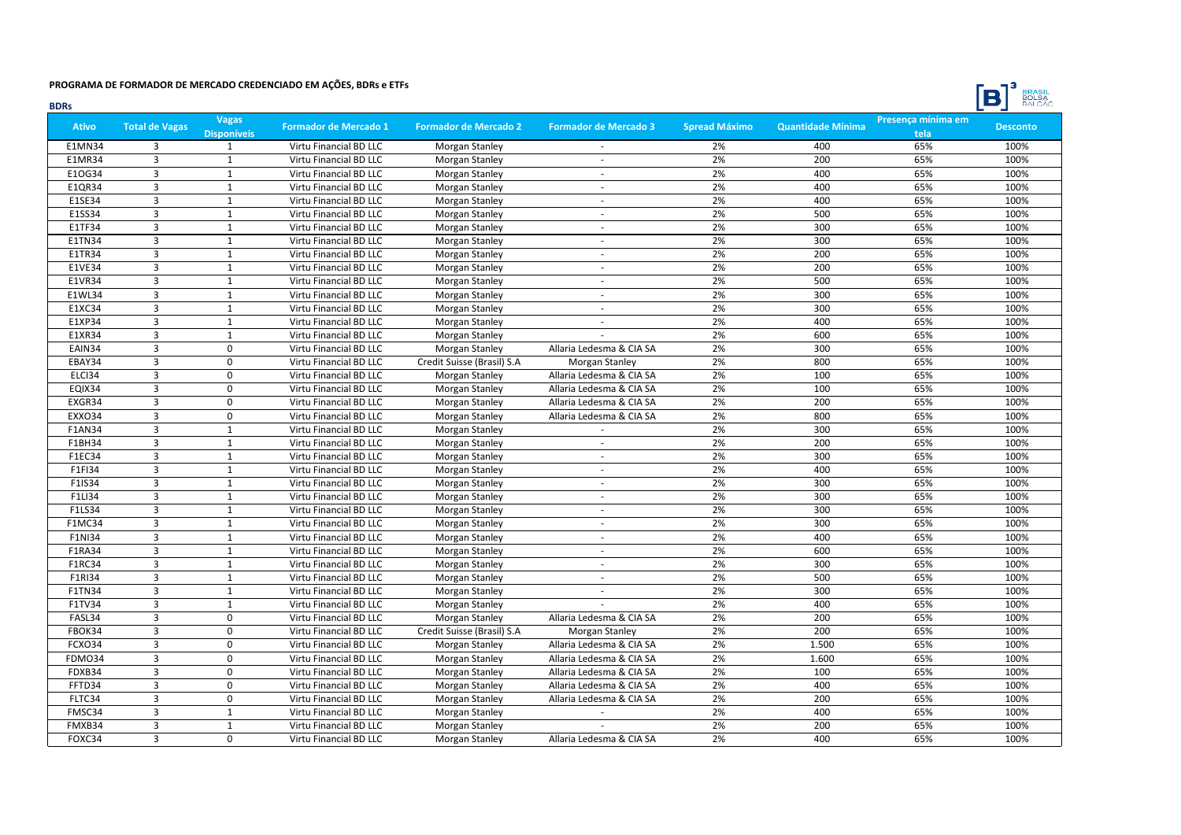**PROGRAMA DE FORMADOR DE MERCADO CREDENCIADO EM AÇÕES, BDRs e ETFs**

**BDRs**

| Ativo | Total de Vagas | Vagas Disponíveis | Formador de Mercado 1 | Formador de Mercado 2 | Formador de Mercado 3 | Spread Máximo | Quantidade Mínima | Presença mínima em tela | Desconto |
|---|---|---|---|---|---|---|---|---|---|
| E1MN34 | 3 | 1 | Virtu Financial BD LLC | Morgan Stanley | - | 2% | 400 | 65% | 100% |
| E1MR34 | 3 | 1 | Virtu Financial BD LLC | Morgan Stanley | - | 2% | 200 | 65% | 100% |
| E1OG34 | 3 | 1 | Virtu Financial BD LLC | Morgan Stanley | - | 2% | 400 | 65% | 100% |
| E1QR34 | 3 | 1 | Virtu Financial BD LLC | Morgan Stanley | - | 2% | 400 | 65% | 100% |
| E1SE34 | 3 | 1 | Virtu Financial BD LLC | Morgan Stanley | - | 2% | 400 | 65% | 100% |
| E1SS34 | 3 | 1 | Virtu Financial BD LLC | Morgan Stanley | - | 2% | 500 | 65% | 100% |
| E1TF34 | 3 | 1 | Virtu Financial BD LLC | Morgan Stanley | - | 2% | 300 | 65% | 100% |
| E1TN34 | 3 | 1 | Virtu Financial BD LLC | Morgan Stanley | - | 2% | 300 | 65% | 100% |
| E1TR34 | 3 | 1 | Virtu Financial BD LLC | Morgan Stanley | - | 2% | 200 | 65% | 100% |
| E1VE34 | 3 | 1 | Virtu Financial BD LLC | Morgan Stanley | - | 2% | 200 | 65% | 100% |
| E1VR34 | 3 | 1 | Virtu Financial BD LLC | Morgan Stanley | - | 2% | 500 | 65% | 100% |
| E1WL34 | 3 | 1 | Virtu Financial BD LLC | Morgan Stanley | - | 2% | 300 | 65% | 100% |
| E1XC34 | 3 | 1 | Virtu Financial BD LLC | Morgan Stanley | - | 2% | 300 | 65% | 100% |
| E1XP34 | 3 | 1 | Virtu Financial BD LLC | Morgan Stanley | - | 2% | 400 | 65% | 100% |
| E1XR34 | 3 | 1 | Virtu Financial BD LLC | Morgan Stanley | - | 2% | 600 | 65% | 100% |
| EAIN34 | 3 | 0 | Virtu Financial BD LLC | Morgan Stanley | Allaria Ledesma & CIA SA | 2% | 300 | 65% | 100% |
| EBAY34 | 3 | 0 | Virtu Financial BD LLC | Credit Suisse (Brasil) S.A | Morgan Stanley | 2% | 800 | 65% | 100% |
| ELCI34 | 3 | 0 | Virtu Financial BD LLC | Morgan Stanley | Allaria Ledesma & CIA SA | 2% | 100 | 65% | 100% |
| EQIX34 | 3 | 0 | Virtu Financial BD LLC | Morgan Stanley | Allaria Ledesma & CIA SA | 2% | 100 | 65% | 100% |
| EXGR34 | 3 | 0 | Virtu Financial BD LLC | Morgan Stanley | Allaria Ledesma & CIA SA | 2% | 200 | 65% | 100% |
| EXXO34 | 3 | 0 | Virtu Financial BD LLC | Morgan Stanley | Allaria Ledesma & CIA SA | 2% | 800 | 65% | 100% |
| F1AN34 | 3 | 1 | Virtu Financial BD LLC | Morgan Stanley | - | 2% | 300 | 65% | 100% |
| F1BH34 | 3 | 1 | Virtu Financial BD LLC | Morgan Stanley | - | 2% | 200 | 65% | 100% |
| F1EC34 | 3 | 1 | Virtu Financial BD LLC | Morgan Stanley | - | 2% | 300 | 65% | 100% |
| F1FI34 | 3 | 1 | Virtu Financial BD LLC | Morgan Stanley | - | 2% | 400 | 65% | 100% |
| F1IS34 | 3 | 1 | Virtu Financial BD LLC | Morgan Stanley | - | 2% | 300 | 65% | 100% |
| F1LI34 | 3 | 1 | Virtu Financial BD LLC | Morgan Stanley | - | 2% | 300 | 65% | 100% |
| F1LS34 | 3 | 1 | Virtu Financial BD LLC | Morgan Stanley | - | 2% | 300 | 65% | 100% |
| F1MC34 | 3 | 1 | Virtu Financial BD LLC | Morgan Stanley | - | 2% | 300 | 65% | 100% |
| F1NI34 | 3 | 1 | Virtu Financial BD LLC | Morgan Stanley | - | 2% | 400 | 65% | 100% |
| F1RA34 | 3 | 1 | Virtu Financial BD LLC | Morgan Stanley | - | 2% | 600 | 65% | 100% |
| F1RC34 | 3 | 1 | Virtu Financial BD LLC | Morgan Stanley | - | 2% | 300 | 65% | 100% |
| F1RI34 | 3 | 1 | Virtu Financial BD LLC | Morgan Stanley | - | 2% | 500 | 65% | 100% |
| F1TN34 | 3 | 1 | Virtu Financial BD LLC | Morgan Stanley | - | 2% | 300 | 65% | 100% |
| F1TV34 | 3 | 1 | Virtu Financial BD LLC | Morgan Stanley | - | 2% | 400 | 65% | 100% |
| FASL34 | 3 | 0 | Virtu Financial BD LLC | Morgan Stanley | Allaria Ledesma & CIA SA | 2% | 200 | 65% | 100% |
| FBOK34 | 3 | 0 | Virtu Financial BD LLC | Credit Suisse (Brasil) S.A | Morgan Stanley | 2% | 200 | 65% | 100% |
| FCXO34 | 3 | 0 | Virtu Financial BD LLC | Morgan Stanley | Allaria Ledesma & CIA SA | 2% | 1.500 | 65% | 100% |
| FDMO34 | 3 | 0 | Virtu Financial BD LLC | Morgan Stanley | Allaria Ledesma & CIA SA | 2% | 1.600 | 65% | 100% |
| FDXB34 | 3 | 0 | Virtu Financial BD LLC | Morgan Stanley | Allaria Ledesma & CIA SA | 2% | 100 | 65% | 100% |
| FFTD34 | 3 | 0 | Virtu Financial BD LLC | Morgan Stanley | Allaria Ledesma & CIA SA | 2% | 400 | 65% | 100% |
| FLTC34 | 3 | 0 | Virtu Financial BD LLC | Morgan Stanley | Allaria Ledesma & CIA SA | 2% | 200 | 65% | 100% |
| FMSC34 | 3 | 1 | Virtu Financial BD LLC | Morgan Stanley | - | 2% | 400 | 65% | 100% |
| FMXB34 | 3 | 1 | Virtu Financial BD LLC | Morgan Stanley | - | 2% | 200 | 65% | 100% |
| FOXC34 | 3 | 0 | Virtu Financial BD LLC | Morgan Stanley | Allaria Ledesma & CIA SA | 2% | 400 | 65% | 100% |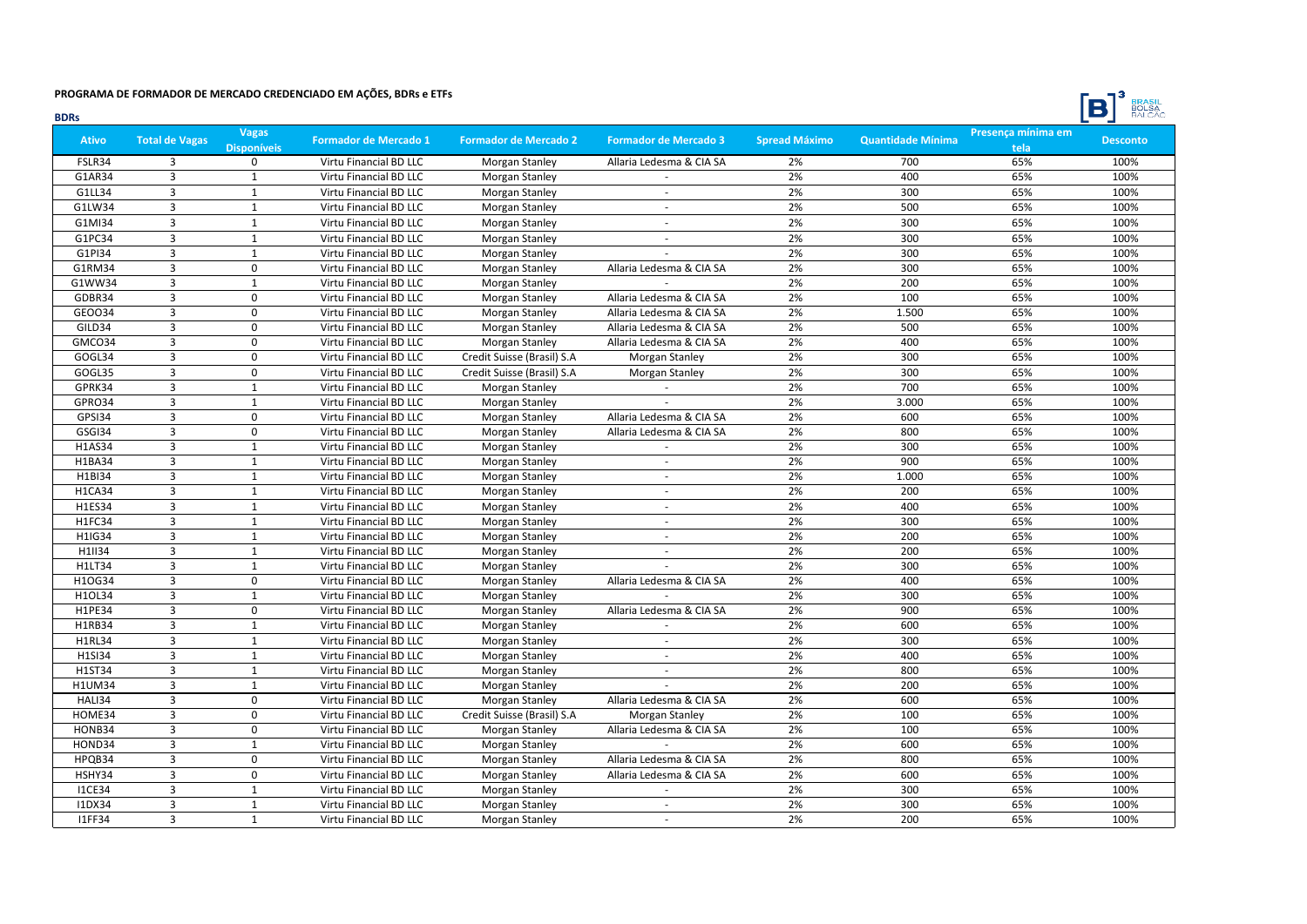**PROGRAMA DE FORMADOR DE MERCADO CREDENCIADO EM AÇÕES, BDRs e ETFs**

**BDRs**

| Ativo | Total de Vagas | Vagas Disponíveis | Formador de Mercado 1 | Formador de Mercado 2 | Formador de Mercado 3 | Spread Máximo | Quantidade Mínima | Presença mínima em tela | Desconto |
|---|---|---|---|---|---|---|---|---|---|
| FSLR34 | 3 | 0 | Virtu Financial BD LLC | Morgan Stanley | Allaria Ledesma & CIA SA | 2% | 700 | 65% | 100% |
| G1AR34 | 3 | 1 | Virtu Financial BD LLC | Morgan Stanley | - | 2% | 400 | 65% | 100% |
| G1LL34 | 3 | 1 | Virtu Financial BD LLC | Morgan Stanley | - | 2% | 300 | 65% | 100% |
| G1LW34 | 3 | 1 | Virtu Financial BD LLC | Morgan Stanley | - | 2% | 500 | 65% | 100% |
| G1MI34 | 3 | 1 | Virtu Financial BD LLC | Morgan Stanley | - | 2% | 300 | 65% | 100% |
| G1PC34 | 3 | 1 | Virtu Financial BD LLC | Morgan Stanley | - | 2% | 300 | 65% | 100% |
| G1PI34 | 3 | 1 | Virtu Financial BD LLC | Morgan Stanley | - | 2% | 300 | 65% | 100% |
| G1RM34 | 3 | 0 | Virtu Financial BD LLC | Morgan Stanley | Allaria Ledesma & CIA SA | 2% | 300 | 65% | 100% |
| G1WW34 | 3 | 1 | Virtu Financial BD LLC | Morgan Stanley | - | 2% | 200 | 65% | 100% |
| GDBR34 | 3 | 0 | Virtu Financial BD LLC | Morgan Stanley | Allaria Ledesma & CIA SA | 2% | 100 | 65% | 100% |
| GEOO34 | 3 | 0 | Virtu Financial BD LLC | Morgan Stanley | Allaria Ledesma & CIA SA | 2% | 1.500 | 65% | 100% |
| GILD34 | 3 | 0 | Virtu Financial BD LLC | Morgan Stanley | Allaria Ledesma & CIA SA | 2% | 500 | 65% | 100% |
| GMCO34 | 3 | 0 | Virtu Financial BD LLC | Morgan Stanley | Allaria Ledesma & CIA SA | 2% | 400 | 65% | 100% |
| GOGL34 | 3 | 0 | Virtu Financial BD LLC | Credit Suisse (Brasil) S.A | Morgan Stanley | 2% | 300 | 65% | 100% |
| GOGL35 | 3 | 0 | Virtu Financial BD LLC | Credit Suisse (Brasil) S.A | Morgan Stanley | 2% | 300 | 65% | 100% |
| GPRK34 | 3 | 1 | Virtu Financial BD LLC | Morgan Stanley | - | 2% | 700 | 65% | 100% |
| GPRO34 | 3 | 1 | Virtu Financial BD LLC | Morgan Stanley | - | 2% | 3.000 | 65% | 100% |
| GPSI34 | 3 | 0 | Virtu Financial BD LLC | Morgan Stanley | Allaria Ledesma & CIA SA | 2% | 600 | 65% | 100% |
| GSGI34 | 3 | 0 | Virtu Financial BD LLC | Morgan Stanley | Allaria Ledesma & CIA SA | 2% | 800 | 65% | 100% |
| H1AS34 | 3 | 1 | Virtu Financial BD LLC | Morgan Stanley | - | 2% | 300 | 65% | 100% |
| H1BA34 | 3 | 1 | Virtu Financial BD LLC | Morgan Stanley | - | 2% | 900 | 65% | 100% |
| H1BI34 | 3 | 1 | Virtu Financial BD LLC | Morgan Stanley | - | 2% | 1.000 | 65% | 100% |
| H1CA34 | 3 | 1 | Virtu Financial BD LLC | Morgan Stanley | - | 2% | 200 | 65% | 100% |
| H1ES34 | 3 | 1 | Virtu Financial BD LLC | Morgan Stanley | - | 2% | 400 | 65% | 100% |
| H1FC34 | 3 | 1 | Virtu Financial BD LLC | Morgan Stanley | - | 2% | 300 | 65% | 100% |
| H1IG34 | 3 | 1 | Virtu Financial BD LLC | Morgan Stanley | - | 2% | 200 | 65% | 100% |
| H1II34 | 3 | 1 | Virtu Financial BD LLC | Morgan Stanley | - | 2% | 200 | 65% | 100% |
| H1LT34 | 3 | 1 | Virtu Financial BD LLC | Morgan Stanley | - | 2% | 300 | 65% | 100% |
| H1OG34 | 3 | 0 | Virtu Financial BD LLC | Morgan Stanley | Allaria Ledesma & CIA SA | 2% | 400 | 65% | 100% |
| H1OL34 | 3 | 1 | Virtu Financial BD LLC | Morgan Stanley | - | 2% | 300 | 65% | 100% |
| H1PE34 | 3 | 0 | Virtu Financial BD LLC | Morgan Stanley | Allaria Ledesma & CIA SA | 2% | 900 | 65% | 100% |
| H1RB34 | 3 | 1 | Virtu Financial BD LLC | Morgan Stanley | - | 2% | 600 | 65% | 100% |
| H1RL34 | 3 | 1 | Virtu Financial BD LLC | Morgan Stanley | - | 2% | 300 | 65% | 100% |
| H1SI34 | 3 | 1 | Virtu Financial BD LLC | Morgan Stanley | - | 2% | 400 | 65% | 100% |
| H1ST34 | 3 | 1 | Virtu Financial BD LLC | Morgan Stanley | - | 2% | 800 | 65% | 100% |
| H1UM34 | 3 | 1 | Virtu Financial BD LLC | Morgan Stanley | - | 2% | 200 | 65% | 100% |
| HALI34 | 3 | 0 | Virtu Financial BD LLC | Morgan Stanley | Allaria Ledesma & CIA SA | 2% | 600 | 65% | 100% |
| HOME34 | 3 | 0 | Virtu Financial BD LLC | Credit Suisse (Brasil) S.A | Morgan Stanley | 2% | 100 | 65% | 100% |
| HONB34 | 3 | 0 | Virtu Financial BD LLC | Morgan Stanley | Allaria Ledesma & CIA SA | 2% | 100 | 65% | 100% |
| HOND34 | 3 | 1 | Virtu Financial BD LLC | Morgan Stanley | - | 2% | 600 | 65% | 100% |
| HPQB34 | 3 | 0 | Virtu Financial BD LLC | Morgan Stanley | Allaria Ledesma & CIA SA | 2% | 800 | 65% | 100% |
| HSHY34 | 3 | 0 | Virtu Financial BD LLC | Morgan Stanley | Allaria Ledesma & CIA SA | 2% | 600 | 65% | 100% |
| I1CE34 | 3 | 1 | Virtu Financial BD LLC | Morgan Stanley | - | 2% | 300 | 65% | 100% |
| I1DX34 | 3 | 1 | Virtu Financial BD LLC | Morgan Stanley | - | 2% | 300 | 65% | 100% |
| I1FF34 | 3 | 1 | Virtu Financial BD LLC | Morgan Stanley | - | 2% | 200 | 65% | 100% |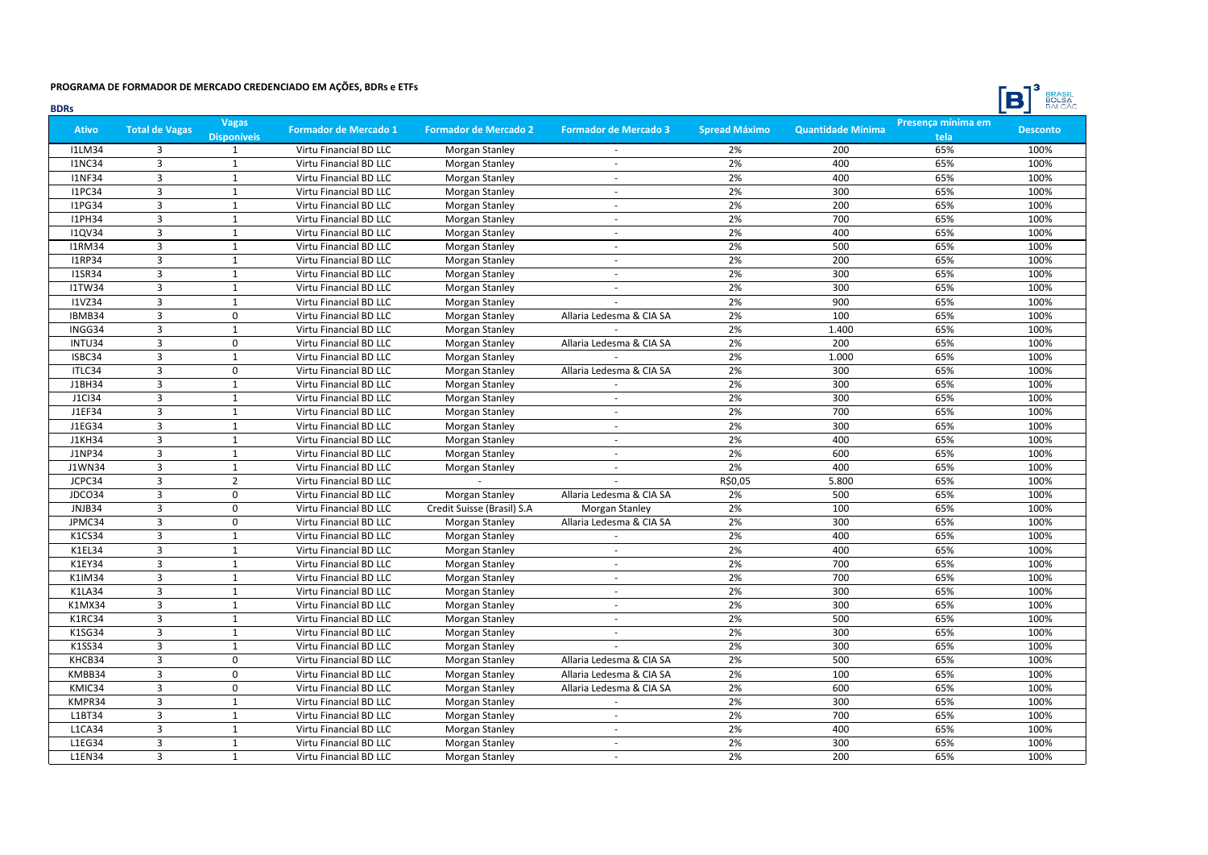**PROGRAMA DE FORMADOR DE MERCADO CREDENCIADO EM AÇÕES, BDRs e ETFs**

**BDRs**

| Ativo | Total de Vagas | Vagas Disponíveis | Formador de Mercado 1 | Formador de Mercado 2 | Formador de Mercado 3 | Spread Máximo | Quantidade Mínima | Presença mínima em tela | Desconto |
|---|---|---|---|---|---|---|---|---|---|
| I1LM34 | 3 | 1 | Virtu Financial BD LLC | Morgan Stanley | - | 2% | 200 | 65% | 100% |
| I1NC34 | 3 | 1 | Virtu Financial BD LLC | Morgan Stanley | - | 2% | 400 | 65% | 100% |
| I1NF34 | 3 | 1 | Virtu Financial BD LLC | Morgan Stanley | - | 2% | 400 | 65% | 100% |
| I1PC34 | 3 | 1 | Virtu Financial BD LLC | Morgan Stanley | - | 2% | 300 | 65% | 100% |
| I1PG34 | 3 | 1 | Virtu Financial BD LLC | Morgan Stanley | - | 2% | 200 | 65% | 100% |
| I1PH34 | 3 | 1 | Virtu Financial BD LLC | Morgan Stanley | - | 2% | 700 | 65% | 100% |
| I1QV34 | 3 | 1 | Virtu Financial BD LLC | Morgan Stanley | - | 2% | 400 | 65% | 100% |
| I1RM34 | 3 | 1 | Virtu Financial BD LLC | Morgan Stanley | - | 2% | 500 | 65% | 100% |
| I1RP34 | 3 | 1 | Virtu Financial BD LLC | Morgan Stanley | - | 2% | 200 | 65% | 100% |
| I1SR34 | 3 | 1 | Virtu Financial BD LLC | Morgan Stanley | - | 2% | 300 | 65% | 100% |
| I1TW34 | 3 | 1 | Virtu Financial BD LLC | Morgan Stanley | - | 2% | 300 | 65% | 100% |
| I1VZ34 | 3 | 1 | Virtu Financial BD LLC | Morgan Stanley | - | 2% | 900 | 65% | 100% |
| IBMB34 | 3 | 0 | Virtu Financial BD LLC | Morgan Stanley | Allaria Ledesma & CIA SA | 2% | 100 | 65% | 100% |
| INGG34 | 3 | 1 | Virtu Financial BD LLC | Morgan Stanley | - | 2% | 1.400 | 65% | 100% |
| INTU34 | 3 | 0 | Virtu Financial BD LLC | Morgan Stanley | Allaria Ledesma & CIA SA | 2% | 200 | 65% | 100% |
| ISBC34 | 3 | 1 | Virtu Financial BD LLC | Morgan Stanley | - | 2% | 1.000 | 65% | 100% |
| ITLC34 | 3 | 0 | Virtu Financial BD LLC | Morgan Stanley | Allaria Ledesma & CIA SA | 2% | 300 | 65% | 100% |
| J1BH34 | 3 | 1 | Virtu Financial BD LLC | Morgan Stanley | - | 2% | 300 | 65% | 100% |
| J1CI34 | 3 | 1 | Virtu Financial BD LLC | Morgan Stanley | - | 2% | 300 | 65% | 100% |
| J1EF34 | 3 | 1 | Virtu Financial BD LLC | Morgan Stanley | - | 2% | 700 | 65% | 100% |
| J1EG34 | 3 | 1 | Virtu Financial BD LLC | Morgan Stanley | - | 2% | 300 | 65% | 100% |
| J1KH34 | 3 | 1 | Virtu Financial BD LLC | Morgan Stanley | - | 2% | 400 | 65% | 100% |
| J1NP34 | 3 | 1 | Virtu Financial BD LLC | Morgan Stanley | - | 2% | 600 | 65% | 100% |
| J1WN34 | 3 | 1 | Virtu Financial BD LLC | Morgan Stanley | - | 2% | 400 | 65% | 100% |
| JCPC34 | 3 | 2 | Virtu Financial BD LLC | - | - | R$0,05 | 5.800 | 65% | 100% |
| JDCO34 | 3 | 0 | Virtu Financial BD LLC | Morgan Stanley | Allaria Ledesma & CIA SA | 2% | 500 | 65% | 100% |
| JNJB34 | 3 | 0 | Virtu Financial BD LLC | Credit Suisse (Brasil) S.A | Morgan Stanley | 2% | 100 | 65% | 100% |
| JPMC34 | 3 | 0 | Virtu Financial BD LLC | Morgan Stanley | Allaria Ledesma & CIA SA | 2% | 300 | 65% | 100% |
| K1CS34 | 3 | 1 | Virtu Financial BD LLC | Morgan Stanley | - | 2% | 400 | 65% | 100% |
| K1EL34 | 3 | 1 | Virtu Financial BD LLC | Morgan Stanley | - | 2% | 400 | 65% | 100% |
| K1EY34 | 3 | 1 | Virtu Financial BD LLC | Morgan Stanley | - | 2% | 700 | 65% | 100% |
| K1IM34 | 3 | 1 | Virtu Financial BD LLC | Morgan Stanley | - | 2% | 700 | 65% | 100% |
| K1LA34 | 3 | 1 | Virtu Financial BD LLC | Morgan Stanley | - | 2% | 300 | 65% | 100% |
| K1MX34 | 3 | 1 | Virtu Financial BD LLC | Morgan Stanley | - | 2% | 300 | 65% | 100% |
| K1RC34 | 3 | 1 | Virtu Financial BD LLC | Morgan Stanley | - | 2% | 500 | 65% | 100% |
| K1SG34 | 3 | 1 | Virtu Financial BD LLC | Morgan Stanley | - | 2% | 300 | 65% | 100% |
| K1SS34 | 3 | 1 | Virtu Financial BD LLC | Morgan Stanley | - | 2% | 300 | 65% | 100% |
| KHCB34 | 3 | 0 | Virtu Financial BD LLC | Morgan Stanley | Allaria Ledesma & CIA SA | 2% | 500 | 65% | 100% |
| KMBB34 | 3 | 0 | Virtu Financial BD LLC | Morgan Stanley | Allaria Ledesma & CIA SA | 2% | 100 | 65% | 100% |
| KMIC34 | 3 | 0 | Virtu Financial BD LLC | Morgan Stanley | Allaria Ledesma & CIA SA | 2% | 600 | 65% | 100% |
| KMPR34 | 3 | 1 | Virtu Financial BD LLC | Morgan Stanley | - | 2% | 300 | 65% | 100% |
| L1BT34 | 3 | 1 | Virtu Financial BD LLC | Morgan Stanley | - | 2% | 700 | 65% | 100% |
| L1CA34 | 3 | 1 | Virtu Financial BD LLC | Morgan Stanley | - | 2% | 400 | 65% | 100% |
| L1EG34 | 3 | 1 | Virtu Financial BD LLC | Morgan Stanley | - | 2% | 300 | 65% | 100% |
| L1EN34 | 3 | 1 | Virtu Financial BD LLC | Morgan Stanley | - | 2% | 200 | 65% | 100% |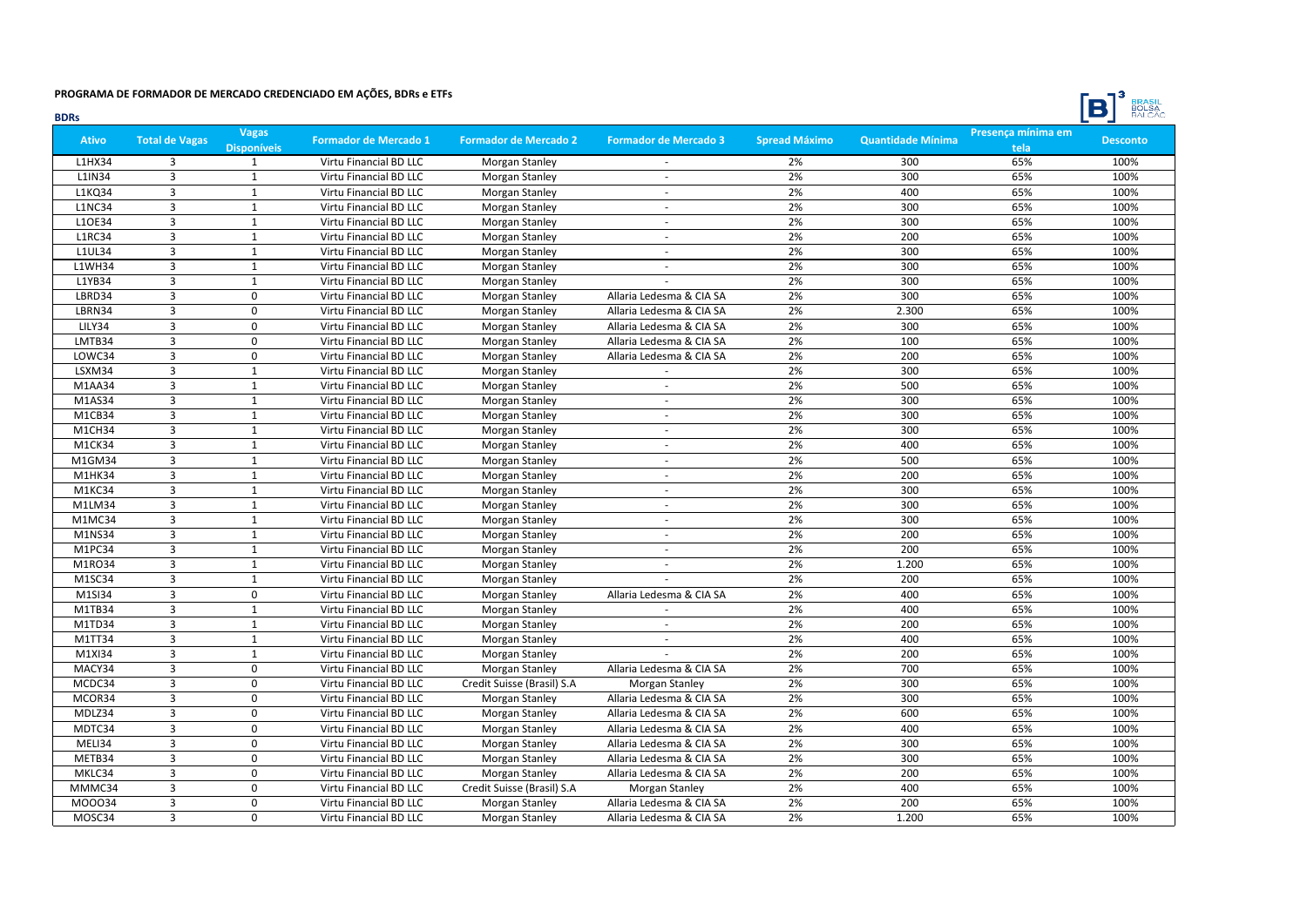**PROGRAMA DE FORMADOR DE MERCADO CREDENCIADO EM AÇÕES, BDRs e ETFs**

**BDRs**

| Ativo | Total de Vagas | Vagas Disponíveis | Formador de Mercado 1 | Formador de Mercado 2 | Formador de Mercado 3 | Spread Máximo | Quantidade Mínima | Presença mínima em tela | Desconto |
|---|---|---|---|---|---|---|---|---|---|
| L1HX34 | 3 | 1 | Virtu Financial BD LLC | Morgan Stanley | - | 2% | 300 | 65% | 100% |
| L1IN34 | 3 | 1 | Virtu Financial BD LLC | Morgan Stanley | - | 2% | 300 | 65% | 100% |
| L1KQ34 | 3 | 1 | Virtu Financial BD LLC | Morgan Stanley | - | 2% | 400 | 65% | 100% |
| L1NC34 | 3 | 1 | Virtu Financial BD LLC | Morgan Stanley | - | 2% | 300 | 65% | 100% |
| L1OE34 | 3 | 1 | Virtu Financial BD LLC | Morgan Stanley | - | 2% | 300 | 65% | 100% |
| L1RC34 | 3 | 1 | Virtu Financial BD LLC | Morgan Stanley | - | 2% | 200 | 65% | 100% |
| L1UL34 | 3 | 1 | Virtu Financial BD LLC | Morgan Stanley | - | 2% | 300 | 65% | 100% |
| L1WH34 | 3 | 1 | Virtu Financial BD LLC | Morgan Stanley | - | 2% | 300 | 65% | 100% |
| L1YB34 | 3 | 1 | Virtu Financial BD LLC | Morgan Stanley | - | 2% | 300 | 65% | 100% |
| LBRD34 | 3 | 0 | Virtu Financial BD LLC | Morgan Stanley | Allaria Ledesma & CIA SA | 2% | 300 | 65% | 100% |
| LBRN34 | 3 | 0 | Virtu Financial BD LLC | Morgan Stanley | Allaria Ledesma & CIA SA | 2% | 2.300 | 65% | 100% |
| LILY34 | 3 | 0 | Virtu Financial BD LLC | Morgan Stanley | Allaria Ledesma & CIA SA | 2% | 300 | 65% | 100% |
| LMTB34 | 3 | 0 | Virtu Financial BD LLC | Morgan Stanley | Allaria Ledesma & CIA SA | 2% | 100 | 65% | 100% |
| LOWC34 | 3 | 0 | Virtu Financial BD LLC | Morgan Stanley | Allaria Ledesma & CIA SA | 2% | 200 | 65% | 100% |
| LSXM34 | 3 | 1 | Virtu Financial BD LLC | Morgan Stanley | - | 2% | 300 | 65% | 100% |
| M1AA34 | 3 | 1 | Virtu Financial BD LLC | Morgan Stanley | - | 2% | 500 | 65% | 100% |
| M1AS34 | 3 | 1 | Virtu Financial BD LLC | Morgan Stanley | - | 2% | 300 | 65% | 100% |
| M1CB34 | 3 | 1 | Virtu Financial BD LLC | Morgan Stanley | - | 2% | 300 | 65% | 100% |
| M1CH34 | 3 | 1 | Virtu Financial BD LLC | Morgan Stanley | - | 2% | 300 | 65% | 100% |
| M1CK34 | 3 | 1 | Virtu Financial BD LLC | Morgan Stanley | - | 2% | 400 | 65% | 100% |
| M1GM34 | 3 | 1 | Virtu Financial BD LLC | Morgan Stanley | - | 2% | 500 | 65% | 100% |
| M1HK34 | 3 | 1 | Virtu Financial BD LLC | Morgan Stanley | - | 2% | 200 | 65% | 100% |
| M1KC34 | 3 | 1 | Virtu Financial BD LLC | Morgan Stanley | - | 2% | 300 | 65% | 100% |
| M1LM34 | 3 | 1 | Virtu Financial BD LLC | Morgan Stanley | - | 2% | 300 | 65% | 100% |
| M1MC34 | 3 | 1 | Virtu Financial BD LLC | Morgan Stanley | - | 2% | 300 | 65% | 100% |
| M1NS34 | 3 | 1 | Virtu Financial BD LLC | Morgan Stanley | - | 2% | 200 | 65% | 100% |
| M1PC34 | 3 | 1 | Virtu Financial BD LLC | Morgan Stanley | - | 2% | 200 | 65% | 100% |
| M1RO34 | 3 | 1 | Virtu Financial BD LLC | Morgan Stanley | - | 2% | 1.200 | 65% | 100% |
| M1SC34 | 3 | 1 | Virtu Financial BD LLC | Morgan Stanley | - | 2% | 200 | 65% | 100% |
| M1SI34 | 3 | 0 | Virtu Financial BD LLC | Morgan Stanley | Allaria Ledesma & CIA SA | 2% | 400 | 65% | 100% |
| M1TB34 | 3 | 1 | Virtu Financial BD LLC | Morgan Stanley | - | 2% | 400 | 65% | 100% |
| M1TD34 | 3 | 1 | Virtu Financial BD LLC | Morgan Stanley | - | 2% | 200 | 65% | 100% |
| M1TT34 | 3 | 1 | Virtu Financial BD LLC | Morgan Stanley | - | 2% | 400 | 65% | 100% |
| M1XI34 | 3 | 1 | Virtu Financial BD LLC | Morgan Stanley | - | 2% | 200 | 65% | 100% |
| MACY34 | 3 | 0 | Virtu Financial BD LLC | Morgan Stanley | Allaria Ledesma & CIA SA | 2% | 700 | 65% | 100% |
| MCDC34 | 3 | 0 | Virtu Financial BD LLC | Credit Suisse (Brasil) S.A | Morgan Stanley | 2% | 300 | 65% | 100% |
| MCOR34 | 3 | 0 | Virtu Financial BD LLC | Morgan Stanley | Allaria Ledesma & CIA SA | 2% | 300 | 65% | 100% |
| MDLZ34 | 3 | 0 | Virtu Financial BD LLC | Morgan Stanley | Allaria Ledesma & CIA SA | 2% | 600 | 65% | 100% |
| MDTC34 | 3 | 0 | Virtu Financial BD LLC | Morgan Stanley | Allaria Ledesma & CIA SA | 2% | 400 | 65% | 100% |
| MELI34 | 3 | 0 | Virtu Financial BD LLC | Morgan Stanley | Allaria Ledesma & CIA SA | 2% | 300 | 65% | 100% |
| METB34 | 3 | 0 | Virtu Financial BD LLC | Morgan Stanley | Allaria Ledesma & CIA SA | 2% | 300 | 65% | 100% |
| MKLC34 | 3 | 0 | Virtu Financial BD LLC | Morgan Stanley | Allaria Ledesma & CIA SA | 2% | 200 | 65% | 100% |
| MMMC34 | 3 | 0 | Virtu Financial BD LLC | Credit Suisse (Brasil) S.A | Morgan Stanley | 2% | 400 | 65% | 100% |
| MOOO34 | 3 | 0 | Virtu Financial BD LLC | Morgan Stanley | Allaria Ledesma & CIA SA | 2% | 200 | 65% | 100% |
| MOSC34 | 3 | 0 | Virtu Financial BD LLC | Morgan Stanley | Allaria Ledesma & CIA SA | 2% | 1.200 | 65% | 100% |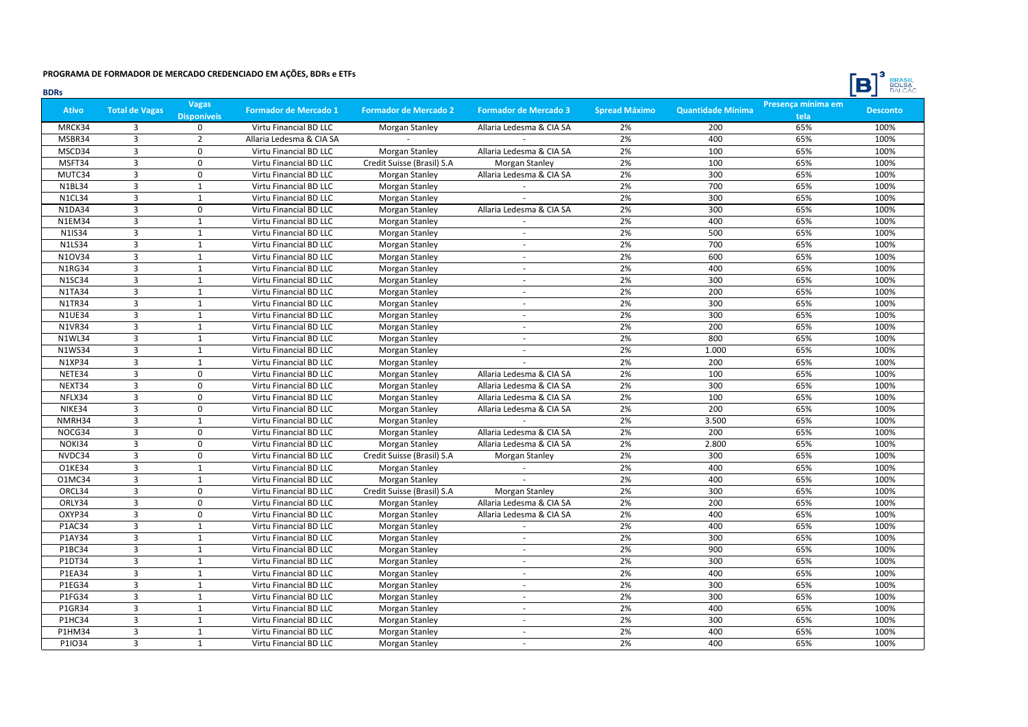## PROGRAMA DE FORMADOR DE MERCADO CREDENCIADO EM AÇÕES, BDRs e ETFs

### BDRs

| Ativo | Total de Vagas | Vagas Disponíveis | Formador de Mercado 1 | Formador de Mercado 2 | Formador de Mercado 3 | Spread Máximo | Quantidade Mínima | Presença mínima em tela | Desconto |
|---|---|---|---|---|---|---|---|---|---|
| MRCK34 | 3 | 0 | Virtu Financial BD LLC | Morgan Stanley | Allaria Ledesma & CIA SA | 2% | 200 | 65% | 100% |
| MSBR34 | 3 | 2 | Allaria Ledesma & CIA SA | - | - | 2% | 400 | 65% | 100% |
| MSCD34 | 3 | 0 | Virtu Financial BD LLC | Morgan Stanley | Allaria Ledesma & CIA SA | 2% | 100 | 65% | 100% |
| MSFT34 | 3 | 0 | Virtu Financial BD LLC | Credit Suisse (Brasil) S.A | Morgan Stanley | 2% | 100 | 65% | 100% |
| MUTC34 | 3 | 0 | Virtu Financial BD LLC | Morgan Stanley | Allaria Ledesma & CIA SA | 2% | 300 | 65% | 100% |
| N1BL34 | 3 | 1 | Virtu Financial BD LLC | Morgan Stanley | - | 2% | 700 | 65% | 100% |
| N1CL34 | 3 | 1 | Virtu Financial BD LLC | Morgan Stanley | - | 2% | 300 | 65% | 100% |
| N1DA34 | 3 | 0 | Virtu Financial BD LLC | Morgan Stanley | Allaria Ledesma & CIA SA | 2% | 300 | 65% | 100% |
| N1EM34 | 3 | 1 | Virtu Financial BD LLC | Morgan Stanley | - | 2% | 400 | 65% | 100% |
| N1IS34 | 3 | 1 | Virtu Financial BD LLC | Morgan Stanley | - | 2% | 500 | 65% | 100% |
| N1LS34 | 3 | 1 | Virtu Financial BD LLC | Morgan Stanley | - | 2% | 700 | 65% | 100% |
| N1OV34 | 3 | 1 | Virtu Financial BD LLC | Morgan Stanley | - | 2% | 600 | 65% | 100% |
| N1RG34 | 3 | 1 | Virtu Financial BD LLC | Morgan Stanley | - | 2% | 400 | 65% | 100% |
| N1SC34 | 3 | 1 | Virtu Financial BD LLC | Morgan Stanley | - | 2% | 300 | 65% | 100% |
| N1TA34 | 3 | 1 | Virtu Financial BD LLC | Morgan Stanley | - | 2% | 200 | 65% | 100% |
| N1TR34 | 3 | 1 | Virtu Financial BD LLC | Morgan Stanley | - | 2% | 300 | 65% | 100% |
| N1UE34 | 3 | 1 | Virtu Financial BD LLC | Morgan Stanley | - | 2% | 300 | 65% | 100% |
| N1VR34 | 3 | 1 | Virtu Financial BD LLC | Morgan Stanley | - | 2% | 200 | 65% | 100% |
| N1WL34 | 3 | 1 | Virtu Financial BD LLC | Morgan Stanley | - | 2% | 800 | 65% | 100% |
| N1WS34 | 3 | 1 | Virtu Financial BD LLC | Morgan Stanley | - | 2% | 1.000 | 65% | 100% |
| N1XP34 | 3 | 1 | Virtu Financial BD LLC | Morgan Stanley | - | 2% | 200 | 65% | 100% |
| NETE34 | 3 | 0 | Virtu Financial BD LLC | Morgan Stanley | Allaria Ledesma & CIA SA | 2% | 100 | 65% | 100% |
| NEXT34 | 3 | 0 | Virtu Financial BD LLC | Morgan Stanley | Allaria Ledesma & CIA SA | 2% | 300 | 65% | 100% |
| NFLX34 | 3 | 0 | Virtu Financial BD LLC | Morgan Stanley | Allaria Ledesma & CIA SA | 2% | 100 | 65% | 100% |
| NIKE34 | 3 | 0 | Virtu Financial BD LLC | Morgan Stanley | Allaria Ledesma & CIA SA | 2% | 200 | 65% | 100% |
| NMRH34 | 3 | 1 | Virtu Financial BD LLC | Morgan Stanley | - | 2% | 3.500 | 65% | 100% |
| NOCG34 | 3 | 0 | Virtu Financial BD LLC | Morgan Stanley | Allaria Ledesma & CIA SA | 2% | 200 | 65% | 100% |
| NOKI34 | 3 | 0 | Virtu Financial BD LLC | Morgan Stanley | Allaria Ledesma & CIA SA | 2% | 2.800 | 65% | 100% |
| NVDC34 | 3 | 0 | Virtu Financial BD LLC | Credit Suisse (Brasil) S.A | Morgan Stanley | 2% | 300 | 65% | 100% |
| O1KE34 | 3 | 1 | Virtu Financial BD LLC | Morgan Stanley | - | 2% | 400 | 65% | 100% |
| O1MC34 | 3 | 1 | Virtu Financial BD LLC | Morgan Stanley | - | 2% | 400 | 65% | 100% |
| ORCL34 | 3 | 0 | Virtu Financial BD LLC | Credit Suisse (Brasil) S.A | Morgan Stanley | 2% | 300 | 65% | 100% |
| ORLY34 | 3 | 0 | Virtu Financial BD LLC | Morgan Stanley | Allaria Ledesma & CIA SA | 2% | 200 | 65% | 100% |
| OXYP34 | 3 | 0 | Virtu Financial BD LLC | Morgan Stanley | Allaria Ledesma & CIA SA | 2% | 400 | 65% | 100% |
| P1AC34 | 3 | 1 | Virtu Financial BD LLC | Morgan Stanley | - | 2% | 400 | 65% | 100% |
| P1AY34 | 3 | 1 | Virtu Financial BD LLC | Morgan Stanley | - | 2% | 300 | 65% | 100% |
| P1BC34 | 3 | 1 | Virtu Financial BD LLC | Morgan Stanley | - | 2% | 900 | 65% | 100% |
| P1DT34 | 3 | 1 | Virtu Financial BD LLC | Morgan Stanley | - | 2% | 300 | 65% | 100% |
| P1EA34 | 3 | 1 | Virtu Financial BD LLC | Morgan Stanley | - | 2% | 400 | 65% | 100% |
| P1EG34 | 3 | 1 | Virtu Financial BD LLC | Morgan Stanley | - | 2% | 300 | 65% | 100% |
| P1FG34 | 3 | 1 | Virtu Financial BD LLC | Morgan Stanley | - | 2% | 300 | 65% | 100% |
| P1GR34 | 3 | 1 | Virtu Financial BD LLC | Morgan Stanley | - | 2% | 400 | 65% | 100% |
| P1HC34 | 3 | 1 | Virtu Financial BD LLC | Morgan Stanley | - | 2% | 300 | 65% | 100% |
| P1HM34 | 3 | 1 | Virtu Financial BD LLC | Morgan Stanley | - | 2% | 400 | 65% | 100% |
| P1IO34 | 3 | 1 | Virtu Financial BD LLC | Morgan Stanley | - | 2% | 400 | 65% | 100% |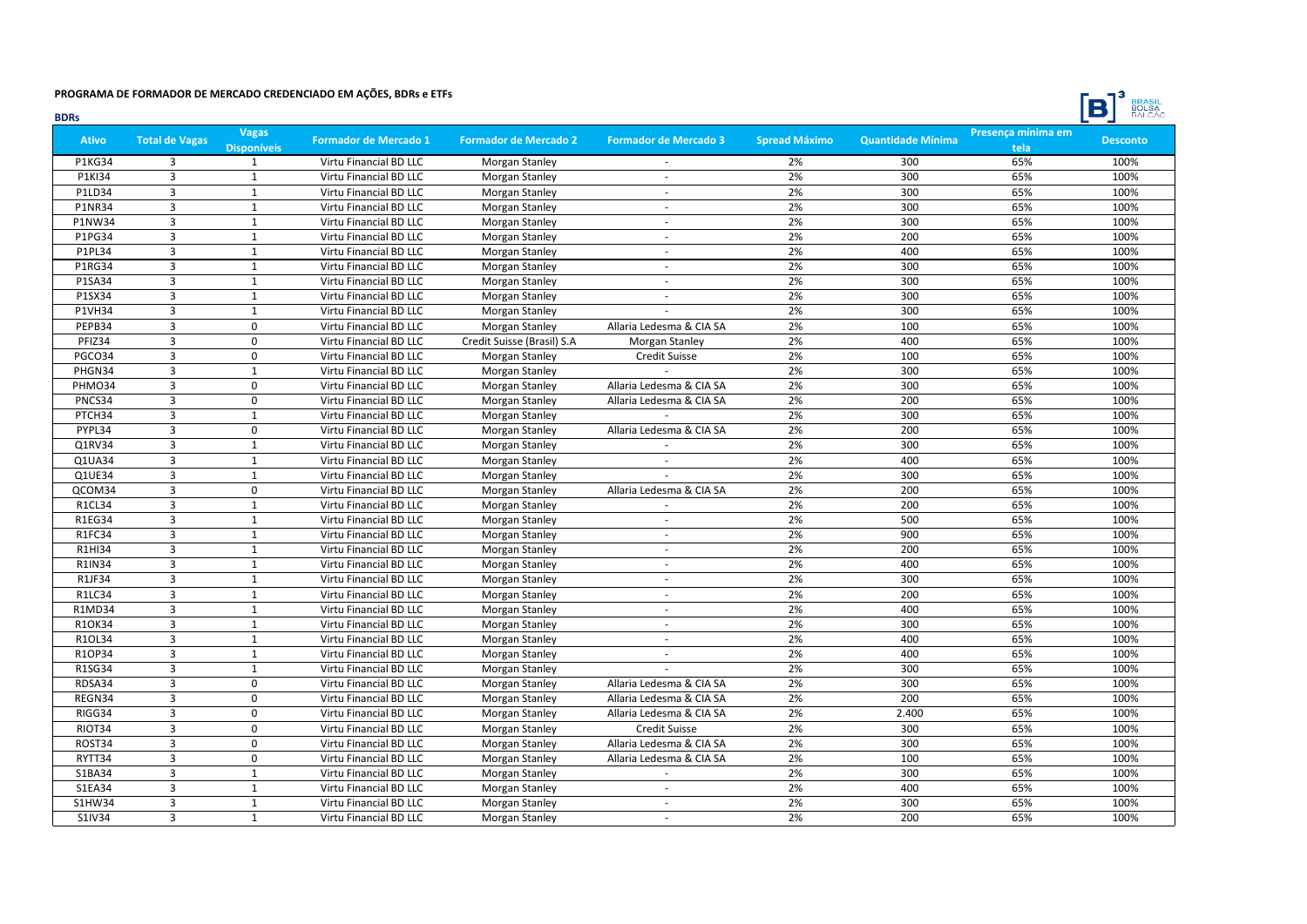## PROGRAMA DE FORMADOR DE MERCADO CREDENCIADO EM AÇÕES, BDRs e ETFs

**BDRs**

| Ativo | Total de Vagas | Vagas Disponíveis | Formador de Mercado 1 | Formador de Mercado 2 | Formador de Mercado 3 | Spread Máximo | Quantidade Mínima | Presença mínima em tela | Desconto |
|---|---|---|---|---|---|---|---|---|---|
| P1KG34 | 3 | 1 | Virtu Financial BD LLC | Morgan Stanley | - | 2% | 300 | 65% | 100% |
| P1KI34 | 3 | 1 | Virtu Financial BD LLC | Morgan Stanley | - | 2% | 300 | 65% | 100% |
| P1LD34 | 3 | 1 | Virtu Financial BD LLC | Morgan Stanley | - | 2% | 300 | 65% | 100% |
| P1NR34 | 3 | 1 | Virtu Financial BD LLC | Morgan Stanley | - | 2% | 300 | 65% | 100% |
| P1NW34 | 3 | 1 | Virtu Financial BD LLC | Morgan Stanley | - | 2% | 300 | 65% | 100% |
| P1PG34 | 3 | 1 | Virtu Financial BD LLC | Morgan Stanley | - | 2% | 200 | 65% | 100% |
| P1PL34 | 3 | 1 | Virtu Financial BD LLC | Morgan Stanley | - | 2% | 400 | 65% | 100% |
| P1RG34 | 3 | 1 | Virtu Financial BD LLC | Morgan Stanley | - | 2% | 300 | 65% | 100% |
| P1SA34 | 3 | 1 | Virtu Financial BD LLC | Morgan Stanley | - | 2% | 300 | 65% | 100% |
| P1SX34 | 3 | 1 | Virtu Financial BD LLC | Morgan Stanley | - | 2% | 300 | 65% | 100% |
| P1VH34 | 3 | 1 | Virtu Financial BD LLC | Morgan Stanley | - | 2% | 300 | 65% | 100% |
| PEPB34 | 3 | 0 | Virtu Financial BD LLC | Morgan Stanley | Allaria Ledesma & CIA SA | 2% | 100 | 65% | 100% |
| PFIZ34 | 3 | 0 | Virtu Financial BD LLC | Credit Suisse (Brasil) S.A | Morgan Stanley | 2% | 400 | 65% | 100% |
| PGCO34 | 3 | 0 | Virtu Financial BD LLC | Morgan Stanley | Credit Suisse | 2% | 100 | 65% | 100% |
| PHGN34 | 3 | 1 | Virtu Financial BD LLC | Morgan Stanley | - | 2% | 300 | 65% | 100% |
| PHMO34 | 3 | 0 | Virtu Financial BD LLC | Morgan Stanley | Allaria Ledesma & CIA SA | 2% | 300 | 65% | 100% |
| PNCS34 | 3 | 0 | Virtu Financial BD LLC | Morgan Stanley | Allaria Ledesma & CIA SA | 2% | 200 | 65% | 100% |
| PTCH34 | 3 | 1 | Virtu Financial BD LLC | Morgan Stanley | - | 2% | 300 | 65% | 100% |
| PYPL34 | 3 | 0 | Virtu Financial BD LLC | Morgan Stanley | Allaria Ledesma & CIA SA | 2% | 200 | 65% | 100% |
| Q1RV34 | 3 | 1 | Virtu Financial BD LLC | Morgan Stanley | - | 2% | 300 | 65% | 100% |
| Q1UA34 | 3 | 1 | Virtu Financial BD LLC | Morgan Stanley | - | 2% | 400 | 65% | 100% |
| Q1UE34 | 3 | 1 | Virtu Financial BD LLC | Morgan Stanley | - | 2% | 300 | 65% | 100% |
| QCOM34 | 3 | 0 | Virtu Financial BD LLC | Morgan Stanley | Allaria Ledesma & CIA SA | 2% | 200 | 65% | 100% |
| R1CL34 | 3 | 1 | Virtu Financial BD LLC | Morgan Stanley | - | 2% | 200 | 65% | 100% |
| R1EG34 | 3 | 1 | Virtu Financial BD LLC | Morgan Stanley | - | 2% | 500 | 65% | 100% |
| R1FC34 | 3 | 1 | Virtu Financial BD LLC | Morgan Stanley | - | 2% | 900 | 65% | 100% |
| R1HI34 | 3 | 1 | Virtu Financial BD LLC | Morgan Stanley | - | 2% | 200 | 65% | 100% |
| R1IN34 | 3 | 1 | Virtu Financial BD LLC | Morgan Stanley | - | 2% | 400 | 65% | 100% |
| R1JF34 | 3 | 1 | Virtu Financial BD LLC | Morgan Stanley | - | 2% | 300 | 65% | 100% |
| R1LC34 | 3 | 1 | Virtu Financial BD LLC | Morgan Stanley | - | 2% | 200 | 65% | 100% |
| R1MD34 | 3 | 1 | Virtu Financial BD LLC | Morgan Stanley | - | 2% | 400 | 65% | 100% |
| R1OK34 | 3 | 1 | Virtu Financial BD LLC | Morgan Stanley | - | 2% | 300 | 65% | 100% |
| R1OL34 | 3 | 1 | Virtu Financial BD LLC | Morgan Stanley | - | 2% | 400 | 65% | 100% |
| R1OP34 | 3 | 1 | Virtu Financial BD LLC | Morgan Stanley | - | 2% | 400 | 65% | 100% |
| R1SG34 | 3 | 1 | Virtu Financial BD LLC | Morgan Stanley | - | 2% | 300 | 65% | 100% |
| RDSA34 | 3 | 0 | Virtu Financial BD LLC | Morgan Stanley | Allaria Ledesma & CIA SA | 2% | 300 | 65% | 100% |
| REGN34 | 3 | 0 | Virtu Financial BD LLC | Morgan Stanley | Allaria Ledesma & CIA SA | 2% | 200 | 65% | 100% |
| RIGG34 | 3 | 0 | Virtu Financial BD LLC | Morgan Stanley | Allaria Ledesma & CIA SA | 2% | 2.400 | 65% | 100% |
| RIOT34 | 3 | 0 | Virtu Financial BD LLC | Morgan Stanley | Credit Suisse | 2% | 300 | 65% | 100% |
| ROST34 | 3 | 0 | Virtu Financial BD LLC | Morgan Stanley | Allaria Ledesma & CIA SA | 2% | 300 | 65% | 100% |
| RYTT34 | 3 | 0 | Virtu Financial BD LLC | Morgan Stanley | Allaria Ledesma & CIA SA | 2% | 100 | 65% | 100% |
| S1BA34 | 3 | 1 | Virtu Financial BD LLC | Morgan Stanley | - | 2% | 300 | 65% | 100% |
| S1EA34 | 3 | 1 | Virtu Financial BD LLC | Morgan Stanley | - | 2% | 400 | 65% | 100% |
| S1HW34 | 3 | 1 | Virtu Financial BD LLC | Morgan Stanley | - | 2% | 300 | 65% | 100% |
| S1IV34 | 3 | 1 | Virtu Financial BD LLC | Morgan Stanley | - | 2% | 200 | 65% | 100% |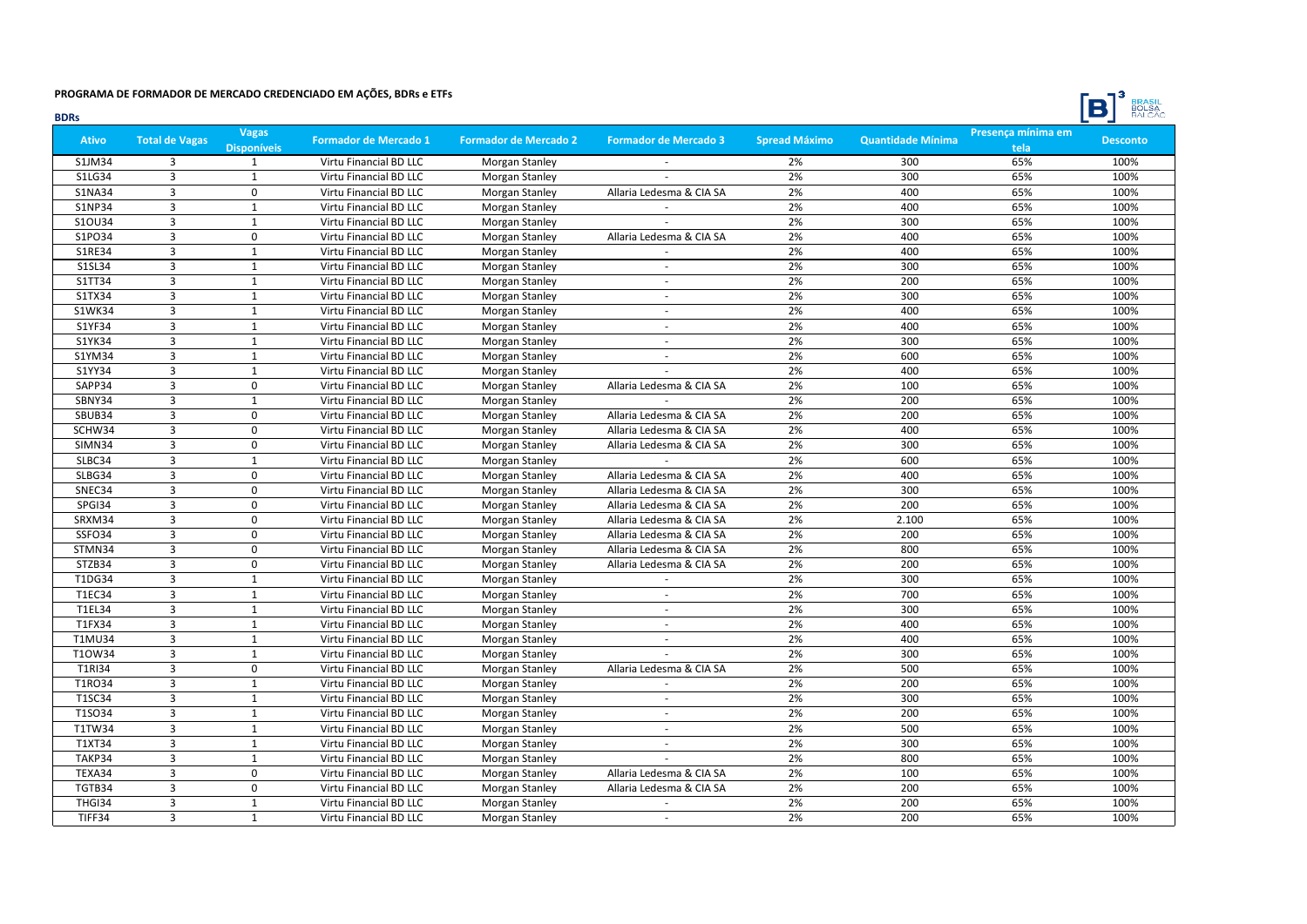## PROGRAMA DE FORMADOR DE MERCADO CREDENCIADO EM AÇÕES, BDRs e ETFs

**BDRs**

| Ativo | Total de Vagas | Vagas Disponíveis | Formador de Mercado 1 | Formador de Mercado 2 | Formador de Mercado 3 | Spread Máximo | Quantidade Mínima | Presença mínima em tela | Desconto |
|---|---|---|---|---|---|---|---|---|---|
| S1JM34 | 3 | 1 | Virtu Financial BD LLC | Morgan Stanley | - | 2% | 300 | 65% | 100% |
| S1LG34 | 3 | 1 | Virtu Financial BD LLC | Morgan Stanley | - | 2% | 300 | 65% | 100% |
| S1NA34 | 3 | 0 | Virtu Financial BD LLC | Morgan Stanley | Allaria Ledesma & CIA SA | 2% | 400 | 65% | 100% |
| S1NP34 | 3 | 1 | Virtu Financial BD LLC | Morgan Stanley | - | 2% | 400 | 65% | 100% |
| S1OU34 | 3 | 1 | Virtu Financial BD LLC | Morgan Stanley | - | 2% | 300 | 65% | 100% |
| S1PO34 | 3 | 0 | Virtu Financial BD LLC | Morgan Stanley | Allaria Ledesma & CIA SA | 2% | 400 | 65% | 100% |
| S1RE34 | 3 | 1 | Virtu Financial BD LLC | Morgan Stanley | - | 2% | 400 | 65% | 100% |
| S1SL34 | 3 | 1 | Virtu Financial BD LLC | Morgan Stanley | - | 2% | 300 | 65% | 100% |
| S1TT34 | 3 | 1 | Virtu Financial BD LLC | Morgan Stanley | - | 2% | 200 | 65% | 100% |
| S1TX34 | 3 | 1 | Virtu Financial BD LLC | Morgan Stanley | - | 2% | 300 | 65% | 100% |
| S1WK34 | 3 | 1 | Virtu Financial BD LLC | Morgan Stanley | - | 2% | 400 | 65% | 100% |
| S1YF34 | 3 | 1 | Virtu Financial BD LLC | Morgan Stanley | - | 2% | 400 | 65% | 100% |
| S1YK34 | 3 | 1 | Virtu Financial BD LLC | Morgan Stanley | - | 2% | 300 | 65% | 100% |
| S1YM34 | 3 | 1 | Virtu Financial BD LLC | Morgan Stanley | - | 2% | 600 | 65% | 100% |
| S1YY34 | 3 | 1 | Virtu Financial BD LLC | Morgan Stanley | - | 2% | 400 | 65% | 100% |
| SAPP34 | 3 | 0 | Virtu Financial BD LLC | Morgan Stanley | Allaria Ledesma & CIA SA | 2% | 100 | 65% | 100% |
| SBNY34 | 3 | 1 | Virtu Financial BD LLC | Morgan Stanley | - | 2% | 200 | 65% | 100% |
| SBUB34 | 3 | 0 | Virtu Financial BD LLC | Morgan Stanley | Allaria Ledesma & CIA SA | 2% | 200 | 65% | 100% |
| SCHW34 | 3 | 0 | Virtu Financial BD LLC | Morgan Stanley | Allaria Ledesma & CIA SA | 2% | 400 | 65% | 100% |
| SIMN34 | 3 | 0 | Virtu Financial BD LLC | Morgan Stanley | Allaria Ledesma & CIA SA | 2% | 300 | 65% | 100% |
| SLBC34 | 3 | 1 | Virtu Financial BD LLC | Morgan Stanley | - | 2% | 600 | 65% | 100% |
| SLBG34 | 3 | 0 | Virtu Financial BD LLC | Morgan Stanley | Allaria Ledesma & CIA SA | 2% | 400 | 65% | 100% |
| SNEC34 | 3 | 0 | Virtu Financial BD LLC | Morgan Stanley | Allaria Ledesma & CIA SA | 2% | 300 | 65% | 100% |
| SPGI34 | 3 | 0 | Virtu Financial BD LLC | Morgan Stanley | Allaria Ledesma & CIA SA | 2% | 200 | 65% | 100% |
| SRXM34 | 3 | 0 | Virtu Financial BD LLC | Morgan Stanley | Allaria Ledesma & CIA SA | 2% | 2.100 | 65% | 100% |
| SSFO34 | 3 | 0 | Virtu Financial BD LLC | Morgan Stanley | Allaria Ledesma & CIA SA | 2% | 200 | 65% | 100% |
| STMN34 | 3 | 0 | Virtu Financial BD LLC | Morgan Stanley | Allaria Ledesma & CIA SA | 2% | 800 | 65% | 100% |
| STZB34 | 3 | 0 | Virtu Financial BD LLC | Morgan Stanley | Allaria Ledesma & CIA SA | 2% | 200 | 65% | 100% |
| T1DG34 | 3 | 1 | Virtu Financial BD LLC | Morgan Stanley | - | 2% | 300 | 65% | 100% |
| T1EC34 | 3 | 1 | Virtu Financial BD LLC | Morgan Stanley | - | 2% | 700 | 65% | 100% |
| T1EL34 | 3 | 1 | Virtu Financial BD LLC | Morgan Stanley | - | 2% | 300 | 65% | 100% |
| T1FX34 | 3 | 1 | Virtu Financial BD LLC | Morgan Stanley | - | 2% | 400 | 65% | 100% |
| T1MU34 | 3 | 1 | Virtu Financial BD LLC | Morgan Stanley | - | 2% | 400 | 65% | 100% |
| T1OW34 | 3 | 1 | Virtu Financial BD LLC | Morgan Stanley | - | 2% | 300 | 65% | 100% |
| T1RI34 | 3 | 0 | Virtu Financial BD LLC | Morgan Stanley | Allaria Ledesma & CIA SA | 2% | 500 | 65% | 100% |
| T1RO34 | 3 | 1 | Virtu Financial BD LLC | Morgan Stanley | - | 2% | 200 | 65% | 100% |
| T1SC34 | 3 | 1 | Virtu Financial BD LLC | Morgan Stanley | - | 2% | 300 | 65% | 100% |
| T1SO34 | 3 | 1 | Virtu Financial BD LLC | Morgan Stanley | - | 2% | 200 | 65% | 100% |
| T1TW34 | 3 | 1 | Virtu Financial BD LLC | Morgan Stanley | - | 2% | 500 | 65% | 100% |
| T1XT34 | 3 | 1 | Virtu Financial BD LLC | Morgan Stanley | - | 2% | 300 | 65% | 100% |
| TAKP34 | 3 | 1 | Virtu Financial BD LLC | Morgan Stanley | - | 2% | 800 | 65% | 100% |
| TEXA34 | 3 | 0 | Virtu Financial BD LLC | Morgan Stanley | Allaria Ledesma & CIA SA | 2% | 100 | 65% | 100% |
| TGTB34 | 3 | 0 | Virtu Financial BD LLC | Morgan Stanley | Allaria Ledesma & CIA SA | 2% | 200 | 65% | 100% |
| THGI34 | 3 | 1 | Virtu Financial BD LLC | Morgan Stanley | - | 2% | 200 | 65% | 100% |
| TIFF34 | 3 | 1 | Virtu Financial BD LLC | Morgan Stanley | - | 2% | 200 | 65% | 100% |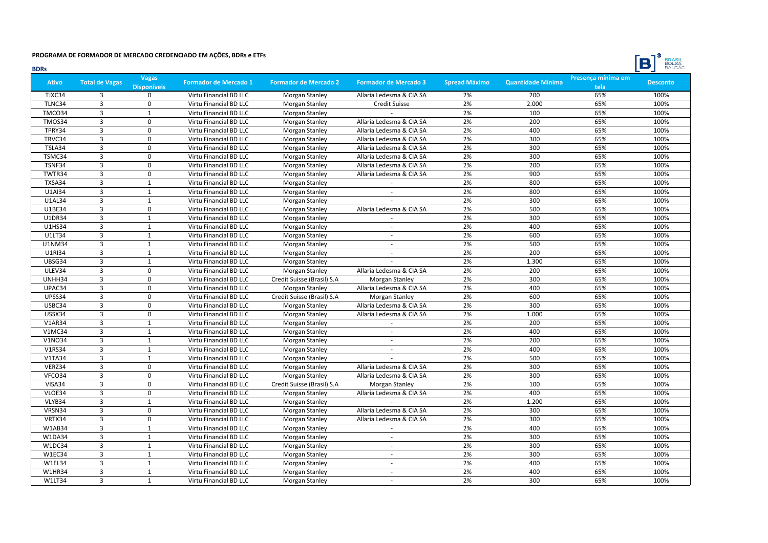**PROGRAMA DE FORMADOR DE MERCADO CREDENCIADO EM AÇÕES, BDRs e ETFs**

**BDRs**

| Ativo | Total de Vagas | Vagas Disponíveis | Formador de Mercado 1 | Formador de Mercado 2 | Formador de Mercado 3 | Spread Máximo | Quantidade Mínima | Presença mínima em tela | Desconto |
|---|---|---|---|---|---|---|---|---|---|
| TJXC34 | 3 | 0 | Virtu Financial BD LLC | Morgan Stanley | Allaria Ledesma & CIA SA | 2% | 200 | 65% | 100% |
| TLNC34 | 3 | 0 | Virtu Financial BD LLC | Morgan Stanley | Credit Suisse | 2% | 2.000 | 65% | 100% |
| TMCO34 | 3 | 1 | Virtu Financial BD LLC | Morgan Stanley | - | 2% | 100 | 65% | 100% |
| TMOS34 | 3 | 0 | Virtu Financial BD LLC | Morgan Stanley | Allaria Ledesma & CIA SA | 2% | 200 | 65% | 100% |
| TPRY34 | 3 | 0 | Virtu Financial BD LLC | Morgan Stanley | Allaria Ledesma & CIA SA | 2% | 400 | 65% | 100% |
| TRVC34 | 3 | 0 | Virtu Financial BD LLC | Morgan Stanley | Allaria Ledesma & CIA SA | 2% | 300 | 65% | 100% |
| TSLA34 | 3 | 0 | Virtu Financial BD LLC | Morgan Stanley | Allaria Ledesma & CIA SA | 2% | 300 | 65% | 100% |
| TSMC34 | 3 | 0 | Virtu Financial BD LLC | Morgan Stanley | Allaria Ledesma & CIA SA | 2% | 300 | 65% | 100% |
| TSNF34 | 3 | 0 | Virtu Financial BD LLC | Morgan Stanley | Allaria Ledesma & CIA SA | 2% | 200 | 65% | 100% |
| TWTR34 | 3 | 0 | Virtu Financial BD LLC | Morgan Stanley | Allaria Ledesma & CIA SA | 2% | 900 | 65% | 100% |
| TXSA34 | 3 | 1 | Virtu Financial BD LLC | Morgan Stanley | - | 2% | 800 | 65% | 100% |
| U1AI34 | 3 | 1 | Virtu Financial BD LLC | Morgan Stanley | - | 2% | 800 | 65% | 100% |
| U1AL34 | 3 | 1 | Virtu Financial BD LLC | Morgan Stanley | - | 2% | 300 | 65% | 100% |
| U1BE34 | 3 | 0 | Virtu Financial BD LLC | Morgan Stanley | Allaria Ledesma & CIA SA | 2% | 500 | 65% | 100% |
| U1DR34 | 3 | 1 | Virtu Financial BD LLC | Morgan Stanley | - | 2% | 300 | 65% | 100% |
| U1HS34 | 3 | 1 | Virtu Financial BD LLC | Morgan Stanley | - | 2% | 400 | 65% | 100% |
| U1LT34 | 3 | 1 | Virtu Financial BD LLC | Morgan Stanley | - | 2% | 600 | 65% | 100% |
| U1NM34 | 3 | 1 | Virtu Financial BD LLC | Morgan Stanley | - | 2% | 500 | 65% | 100% |
| U1RI34 | 3 | 1 | Virtu Financial BD LLC | Morgan Stanley | - | 2% | 200 | 65% | 100% |
| UBSG34 | 3 | 1 | Virtu Financial BD LLC | Morgan Stanley | - | 2% | 1.300 | 65% | 100% |
| ULEV34 | 3 | 0 | Virtu Financial BD LLC | Morgan Stanley | Allaria Ledesma & CIA SA | 2% | 200 | 65% | 100% |
| UNHH34 | 3 | 0 | Virtu Financial BD LLC | Credit Suisse (Brasil) S.A | Morgan Stanley | 2% | 300 | 65% | 100% |
| UPAC34 | 3 | 0 | Virtu Financial BD LLC | Morgan Stanley | Allaria Ledesma & CIA SA | 2% | 400 | 65% | 100% |
| UPSS34 | 3 | 0 | Virtu Financial BD LLC | Credit Suisse (Brasil) S.A | Morgan Stanley | 2% | 600 | 65% | 100% |
| USBC34 | 3 | 0 | Virtu Financial BD LLC | Morgan Stanley | Allaria Ledesma & CIA SA | 2% | 300 | 65% | 100% |
| USSX34 | 3 | 0 | Virtu Financial BD LLC | Morgan Stanley | Allaria Ledesma & CIA SA | 2% | 1.000 | 65% | 100% |
| V1AR34 | 3 | 1 | Virtu Financial BD LLC | Morgan Stanley | - | 2% | 200 | 65% | 100% |
| V1MC34 | 3 | 1 | Virtu Financial BD LLC | Morgan Stanley | - | 2% | 400 | 65% | 100% |
| V1NO34 | 3 | 1 | Virtu Financial BD LLC | Morgan Stanley | - | 2% | 200 | 65% | 100% |
| V1RS34 | 3 | 1 | Virtu Financial BD LLC | Morgan Stanley | - | 2% | 400 | 65% | 100% |
| V1TA34 | 3 | 1 | Virtu Financial BD LLC | Morgan Stanley | - | 2% | 500 | 65% | 100% |
| VERZ34 | 3 | 0 | Virtu Financial BD LLC | Morgan Stanley | Allaria Ledesma & CIA SA | 2% | 300 | 65% | 100% |
| VFCO34 | 3 | 0 | Virtu Financial BD LLC | Morgan Stanley | Allaria Ledesma & CIA SA | 2% | 300 | 65% | 100% |
| VISA34 | 3 | 0 | Virtu Financial BD LLC | Credit Suisse (Brasil) S.A | Morgan Stanley | 2% | 100 | 65% | 100% |
| VLOE34 | 3 | 0 | Virtu Financial BD LLC | Morgan Stanley | Allaria Ledesma & CIA SA | 2% | 400 | 65% | 100% |
| VLYB34 | 3 | 1 | Virtu Financial BD LLC | Morgan Stanley | - | 2% | 1.200 | 65% | 100% |
| VRSN34 | 3 | 0 | Virtu Financial BD LLC | Morgan Stanley | Allaria Ledesma & CIA SA | 2% | 300 | 65% | 100% |
| VRTX34 | 3 | 0 | Virtu Financial BD LLC | Morgan Stanley | Allaria Ledesma & CIA SA | 2% | 300 | 65% | 100% |
| W1AB34 | 3 | 1 | Virtu Financial BD LLC | Morgan Stanley | - | 2% | 400 | 65% | 100% |
| W1DA34 | 3 | 1 | Virtu Financial BD LLC | Morgan Stanley | - | 2% | 300 | 65% | 100% |
| W1DC34 | 3 | 1 | Virtu Financial BD LLC | Morgan Stanley | - | 2% | 300 | 65% | 100% |
| W1EC34 | 3 | 1 | Virtu Financial BD LLC | Morgan Stanley | - | 2% | 300 | 65% | 100% |
| W1EL34 | 3 | 1 | Virtu Financial BD LLC | Morgan Stanley | - | 2% | 400 | 65% | 100% |
| W1HR34 | 3 | 1 | Virtu Financial BD LLC | Morgan Stanley | - | 2% | 400 | 65% | 100% |
| W1LT34 | 3 | 1 | Virtu Financial BD LLC | Morgan Stanley | - | 2% | 300 | 65% | 100% |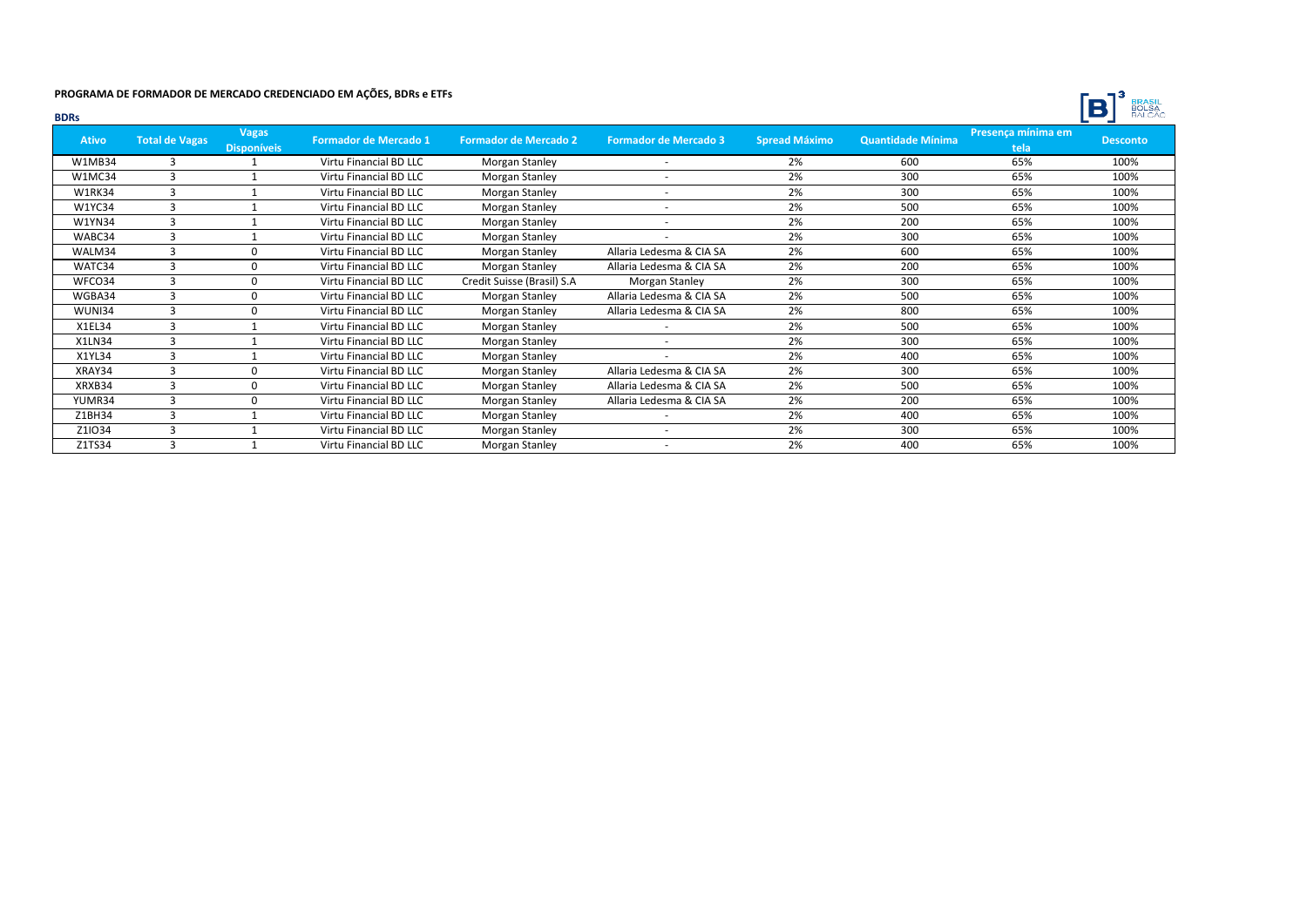**PROGRAMA DE FORMADOR DE MERCADO CREDENCIADO EM AÇÕES, BDRs e ETFs**

**BDRs**

| Ativo | Total de Vagas | Vagas Disponíveis | Formador de Mercado 1 | Formador de Mercado 2 | Formador de Mercado 3 | Spread Máximo | Quantidade Mínima | Presença mínima em tela | Desconto |
|---|---|---|---|---|---|---|---|---|---|
| W1MB34 | 3 | 1 | Virtu Financial BD LLC | Morgan Stanley | - | 2% | 600 | 65% | 100% |
| W1MC34 | 3 | 1 | Virtu Financial BD LLC | Morgan Stanley | - | 2% | 300 | 65% | 100% |
| W1RK34 | 3 | 1 | Virtu Financial BD LLC | Morgan Stanley | - | 2% | 300 | 65% | 100% |
| W1YC34 | 3 | 1 | Virtu Financial BD LLC | Morgan Stanley | - | 2% | 500 | 65% | 100% |
| W1YN34 | 3 | 1 | Virtu Financial BD LLC | Morgan Stanley | - | 2% | 200 | 65% | 100% |
| WABC34 | 3 | 1 | Virtu Financial BD LLC | Morgan Stanley | - | 2% | 300 | 65% | 100% |
| WALM34 | 3 | 0 | Virtu Financial BD LLC | Morgan Stanley | Allaria Ledesma & CIA SA | 2% | 600 | 65% | 100% |
| WATC34 | 3 | 0 | Virtu Financial BD LLC | Morgan Stanley | Allaria Ledesma & CIA SA | 2% | 200 | 65% | 100% |
| WFCO34 | 3 | 0 | Virtu Financial BD LLC | Credit Suisse (Brasil) S.A | Morgan Stanley | 2% | 300 | 65% | 100% |
| WGBA34 | 3 | 0 | Virtu Financial BD LLC | Morgan Stanley | Allaria Ledesma & CIA SA | 2% | 500 | 65% | 100% |
| WUNI34 | 3 | 0 | Virtu Financial BD LLC | Morgan Stanley | Allaria Ledesma & CIA SA | 2% | 800 | 65% | 100% |
| X1EL34 | 3 | 1 | Virtu Financial BD LLC | Morgan Stanley | - | 2% | 500 | 65% | 100% |
| X1LN34 | 3 | 1 | Virtu Financial BD LLC | Morgan Stanley | - | 2% | 300 | 65% | 100% |
| X1YL34 | 3 | 1 | Virtu Financial BD LLC | Morgan Stanley | - | 2% | 400 | 65% | 100% |
| XRAY34 | 3 | 0 | Virtu Financial BD LLC | Morgan Stanley | Allaria Ledesma & CIA SA | 2% | 300 | 65% | 100% |
| XRXB34 | 3 | 0 | Virtu Financial BD LLC | Morgan Stanley | Allaria Ledesma & CIA SA | 2% | 500 | 65% | 100% |
| YUMR34 | 3 | 0 | Virtu Financial BD LLC | Morgan Stanley | Allaria Ledesma & CIA SA | 2% | 200 | 65% | 100% |
| Z1BH34 | 3 | 1 | Virtu Financial BD LLC | Morgan Stanley | - | 2% | 400 | 65% | 100% |
| Z1IO34 | 3 | 1 | Virtu Financial BD LLC | Morgan Stanley | - | 2% | 300 | 65% | 100% |
| Z1TS34 | 3 | 1 | Virtu Financial BD LLC | Morgan Stanley | - | 2% | 400 | 65% | 100% |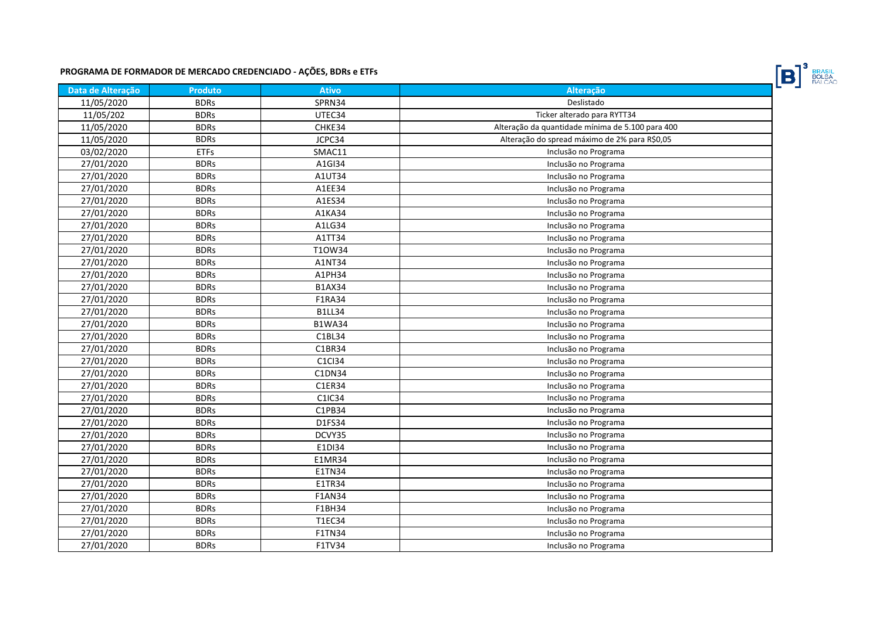## PROGRAMA DE FORMADOR DE MERCADO CREDENCIADO - AÇÕES, BDRs e ETFs

| Data de Alteração | Produto | Ativo | Alteração |
|---|---|---|---|
| 11/05/2020 | BDRs | SPRN34 | Deslistado |
| 11/05/202 | BDRs | UTEC34 | Ticker alterado para RYTT34 |
| 11/05/2020 | BDRs | CHKE34 | Alteração da quantidade mínima de 5.100 para 400 |
| 11/05/2020 | BDRs | JCPC34 | Alteração do spread máximo de 2% para R$0,05 |
| 03/02/2020 | ETFs | SMAC11 | Inclusão no Programa |
| 27/01/2020 | BDRs | A1GI34 | Inclusão no Programa |
| 27/01/2020 | BDRs | A1UT34 | Inclusão no Programa |
| 27/01/2020 | BDRs | A1EE34 | Inclusão no Programa |
| 27/01/2020 | BDRs | A1ES34 | Inclusão no Programa |
| 27/01/2020 | BDRs | A1KA34 | Inclusão no Programa |
| 27/01/2020 | BDRs | A1LG34 | Inclusão no Programa |
| 27/01/2020 | BDRs | A1TT34 | Inclusão no Programa |
| 27/01/2020 | BDRs | T1OW34 | Inclusão no Programa |
| 27/01/2020 | BDRs | A1NT34 | Inclusão no Programa |
| 27/01/2020 | BDRs | A1PH34 | Inclusão no Programa |
| 27/01/2020 | BDRs | B1AX34 | Inclusão no Programa |
| 27/01/2020 | BDRs | F1RA34 | Inclusão no Programa |
| 27/01/2020 | BDRs | B1LL34 | Inclusão no Programa |
| 27/01/2020 | BDRs | B1WA34 | Inclusão no Programa |
| 27/01/2020 | BDRs | C1BL34 | Inclusão no Programa |
| 27/01/2020 | BDRs | C1BR34 | Inclusão no Programa |
| 27/01/2020 | BDRs | C1CI34 | Inclusão no Programa |
| 27/01/2020 | BDRs | C1DN34 | Inclusão no Programa |
| 27/01/2020 | BDRs | C1ER34 | Inclusão no Programa |
| 27/01/2020 | BDRs | C1IC34 | Inclusão no Programa |
| 27/01/2020 | BDRs | C1PB34 | Inclusão no Programa |
| 27/01/2020 | BDRs | D1FS34 | Inclusão no Programa |
| 27/01/2020 | BDRs | DCVY35 | Inclusão no Programa |
| 27/01/2020 | BDRs | E1DI34 | Inclusão no Programa |
| 27/01/2020 | BDRs | E1MR34 | Inclusão no Programa |
| 27/01/2020 | BDRs | E1TN34 | Inclusão no Programa |
| 27/01/2020 | BDRs | E1TR34 | Inclusão no Programa |
| 27/01/2020 | BDRs | F1AN34 | Inclusão no Programa |
| 27/01/2020 | BDRs | F1BH34 | Inclusão no Programa |
| 27/01/2020 | BDRs | T1EC34 | Inclusão no Programa |
| 27/01/2020 | BDRs | F1TN34 | Inclusão no Programa |
| 27/01/2020 | BDRs | F1TV34 | Inclusão no Programa |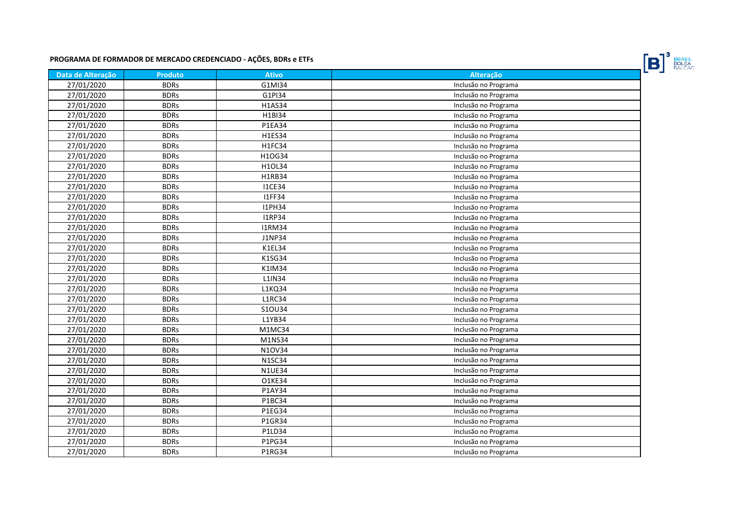**PROGRAMA DE FORMADOR DE MERCADO CREDENCIADO - AÇÕES, BDRs e ETFs**

| Data de Alteração | Produto | Ativo | Alteração |
|---|---|---|---|
| 27/01/2020 | BDRs | G1MI34 | Inclusão no Programa |
| 27/01/2020 | BDRs | G1PI34 | Inclusão no Programa |
| 27/01/2020 | BDRs | H1AS34 | Inclusão no Programa |
| 27/01/2020 | BDRs | H1BI34 | Inclusão no Programa |
| 27/01/2020 | BDRs | P1EA34 | Inclusão no Programa |
| 27/01/2020 | BDRs | H1ES34 | Inclusão no Programa |
| 27/01/2020 | BDRs | H1FC34 | Inclusão no Programa |
| 27/01/2020 | BDRs | H1OG34 | Inclusão no Programa |
| 27/01/2020 | BDRs | H1OL34 | Inclusão no Programa |
| 27/01/2020 | BDRs | H1RB34 | Inclusão no Programa |
| 27/01/2020 | BDRs | I1CE34 | Inclusão no Programa |
| 27/01/2020 | BDRs | I1FF34 | Inclusão no Programa |
| 27/01/2020 | BDRs | I1PH34 | Inclusão no Programa |
| 27/01/2020 | BDRs | I1RP34 | Inclusão no Programa |
| 27/01/2020 | BDRs | I1RM34 | Inclusão no Programa |
| 27/01/2020 | BDRs | J1NP34 | Inclusão no Programa |
| 27/01/2020 | BDRs | K1EL34 | Inclusão no Programa |
| 27/01/2020 | BDRs | K1SG34 | Inclusão no Programa |
| 27/01/2020 | BDRs | K1IM34 | Inclusão no Programa |
| 27/01/2020 | BDRs | L1IN34 | Inclusão no Programa |
| 27/01/2020 | BDRs | L1KQ34 | Inclusão no Programa |
| 27/01/2020 | BDRs | L1RC34 | Inclusão no Programa |
| 27/01/2020 | BDRs | S1OU34 | Inclusão no Programa |
| 27/01/2020 | BDRs | L1YB34 | Inclusão no Programa |
| 27/01/2020 | BDRs | M1MC34 | Inclusão no Programa |
| 27/01/2020 | BDRs | M1NS34 | Inclusão no Programa |
| 27/01/2020 | BDRs | N1OV34 | Inclusão no Programa |
| 27/01/2020 | BDRs | N1SC34 | Inclusão no Programa |
| 27/01/2020 | BDRs | N1UE34 | Inclusão no Programa |
| 27/01/2020 | BDRs | O1KE34 | Inclusão no Programa |
| 27/01/2020 | BDRs | P1AY34 | Inclusão no Programa |
| 27/01/2020 | BDRs | P1BC34 | Inclusão no Programa |
| 27/01/2020 | BDRs | P1EG34 | Inclusão no Programa |
| 27/01/2020 | BDRs | P1GR34 | Inclusão no Programa |
| 27/01/2020 | BDRs | P1LD34 | Inclusão no Programa |
| 27/01/2020 | BDRs | P1PG34 | Inclusão no Programa |
| 27/01/2020 | BDRs | P1RG34 | Inclusão no Programa |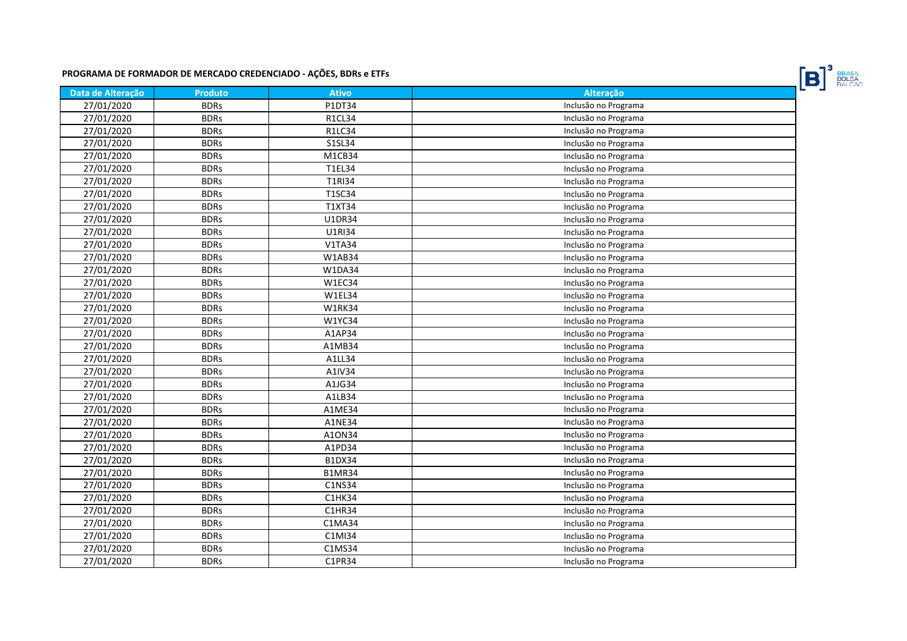**PROGRAMA DE FORMADOR DE MERCADO CREDENCIADO - AÇÕES, BDRs e ETFs**

| Data de Alteração | Produto | Ativo | Alteração |
|---|---|---|---|
| 27/01/2020 | BDRs | P1DT34 | Inclusão no Programa |
| 27/01/2020 | BDRs | R1CL34 | Inclusão no Programa |
| 27/01/2020 | BDRs | R1LC34 | Inclusão no Programa |
| 27/01/2020 | BDRs | S1SL34 | Inclusão no Programa |
| 27/01/2020 | BDRs | M1CB34 | Inclusão no Programa |
| 27/01/2020 | BDRs | T1EL34 | Inclusão no Programa |
| 27/01/2020 | BDRs | T1RI34 | Inclusão no Programa |
| 27/01/2020 | BDRs | T1SC34 | Inclusão no Programa |
| 27/01/2020 | BDRs | T1XT34 | Inclusão no Programa |
| 27/01/2020 | BDRs | U1DR34 | Inclusão no Programa |
| 27/01/2020 | BDRs | U1RI34 | Inclusão no Programa |
| 27/01/2020 | BDRs | V1TA34 | Inclusão no Programa |
| 27/01/2020 | BDRs | W1AB34 | Inclusão no Programa |
| 27/01/2020 | BDRs | W1DA34 | Inclusão no Programa |
| 27/01/2020 | BDRs | W1EC34 | Inclusão no Programa |
| 27/01/2020 | BDRs | W1EL34 | Inclusão no Programa |
| 27/01/2020 | BDRs | W1RK34 | Inclusão no Programa |
| 27/01/2020 | BDRs | W1YC34 | Inclusão no Programa |
| 27/01/2020 | BDRs | A1AP34 | Inclusão no Programa |
| 27/01/2020 | BDRs | A1MB34 | Inclusão no Programa |
| 27/01/2020 | BDRs | A1LL34 | Inclusão no Programa |
| 27/01/2020 | BDRs | A1IV34 | Inclusão no Programa |
| 27/01/2020 | BDRs | A1JG34 | Inclusão no Programa |
| 27/01/2020 | BDRs | A1LB34 | Inclusão no Programa |
| 27/01/2020 | BDRs | A1ME34 | Inclusão no Programa |
| 27/01/2020 | BDRs | A1NE34 | Inclusão no Programa |
| 27/01/2020 | BDRs | A1ON34 | Inclusão no Programa |
| 27/01/2020 | BDRs | A1PD34 | Inclusão no Programa |
| 27/01/2020 | BDRs | B1DX34 | Inclusão no Programa |
| 27/01/2020 | BDRs | B1MR34 | Inclusão no Programa |
| 27/01/2020 | BDRs | C1NS34 | Inclusão no Programa |
| 27/01/2020 | BDRs | C1HK34 | Inclusão no Programa |
| 27/01/2020 | BDRs | C1HR34 | Inclusão no Programa |
| 27/01/2020 | BDRs | C1MA34 | Inclusão no Programa |
| 27/01/2020 | BDRs | C1MI34 | Inclusão no Programa |
| 27/01/2020 | BDRs | C1MS34 | Inclusão no Programa |
| 27/01/2020 | BDRs | C1PR34 | Inclusão no Programa |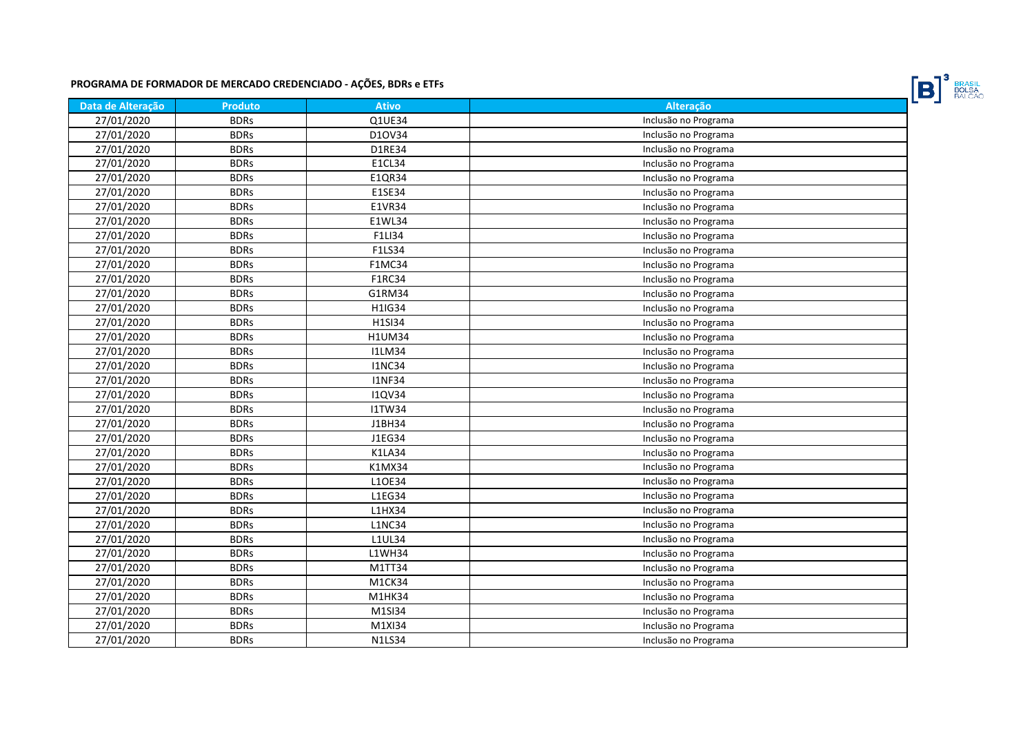**PROGRAMA DE FORMADOR DE MERCADO CREDENCIADO - AÇÕES, BDRs e ETFs**

| Data de Alteração | Produto | Ativo | Alteração |
|---|---|---|---|
| 27/01/2020 | BDRs | Q1UE34 | Inclusão no Programa |
| 27/01/2020 | BDRs | D1OV34 | Inclusão no Programa |
| 27/01/2020 | BDRs | D1RE34 | Inclusão no Programa |
| 27/01/2020 | BDRs | E1CL34 | Inclusão no Programa |
| 27/01/2020 | BDRs | E1QR34 | Inclusão no Programa |
| 27/01/2020 | BDRs | E1SE34 | Inclusão no Programa |
| 27/01/2020 | BDRs | E1VR34 | Inclusão no Programa |
| 27/01/2020 | BDRs | E1WL34 | Inclusão no Programa |
| 27/01/2020 | BDRs | F1LI34 | Inclusão no Programa |
| 27/01/2020 | BDRs | F1LS34 | Inclusão no Programa |
| 27/01/2020 | BDRs | F1MC34 | Inclusão no Programa |
| 27/01/2020 | BDRs | F1RC34 | Inclusão no Programa |
| 27/01/2020 | BDRs | G1RM34 | Inclusão no Programa |
| 27/01/2020 | BDRs | H1IG34 | Inclusão no Programa |
| 27/01/2020 | BDRs | H1SI34 | Inclusão no Programa |
| 27/01/2020 | BDRs | H1UM34 | Inclusão no Programa |
| 27/01/2020 | BDRs | I1LM34 | Inclusão no Programa |
| 27/01/2020 | BDRs | I1NC34 | Inclusão no Programa |
| 27/01/2020 | BDRs | I1NF34 | Inclusão no Programa |
| 27/01/2020 | BDRs | I1QV34 | Inclusão no Programa |
| 27/01/2020 | BDRs | I1TW34 | Inclusão no Programa |
| 27/01/2020 | BDRs | J1BH34 | Inclusão no Programa |
| 27/01/2020 | BDRs | J1EG34 | Inclusão no Programa |
| 27/01/2020 | BDRs | K1LA34 | Inclusão no Programa |
| 27/01/2020 | BDRs | K1MX34 | Inclusão no Programa |
| 27/01/2020 | BDRs | L1OE34 | Inclusão no Programa |
| 27/01/2020 | BDRs | L1EG34 | Inclusão no Programa |
| 27/01/2020 | BDRs | L1HX34 | Inclusão no Programa |
| 27/01/2020 | BDRs | L1NC34 | Inclusão no Programa |
| 27/01/2020 | BDRs | L1UL34 | Inclusão no Programa |
| 27/01/2020 | BDRs | L1WH34 | Inclusão no Programa |
| 27/01/2020 | BDRs | M1TT34 | Inclusão no Programa |
| 27/01/2020 | BDRs | M1CK34 | Inclusão no Programa |
| 27/01/2020 | BDRs | M1HK34 | Inclusão no Programa |
| 27/01/2020 | BDRs | M1SI34 | Inclusão no Programa |
| 27/01/2020 | BDRs | M1XI34 | Inclusão no Programa |
| 27/01/2020 | BDRs | N1LS34 | Inclusão no Programa |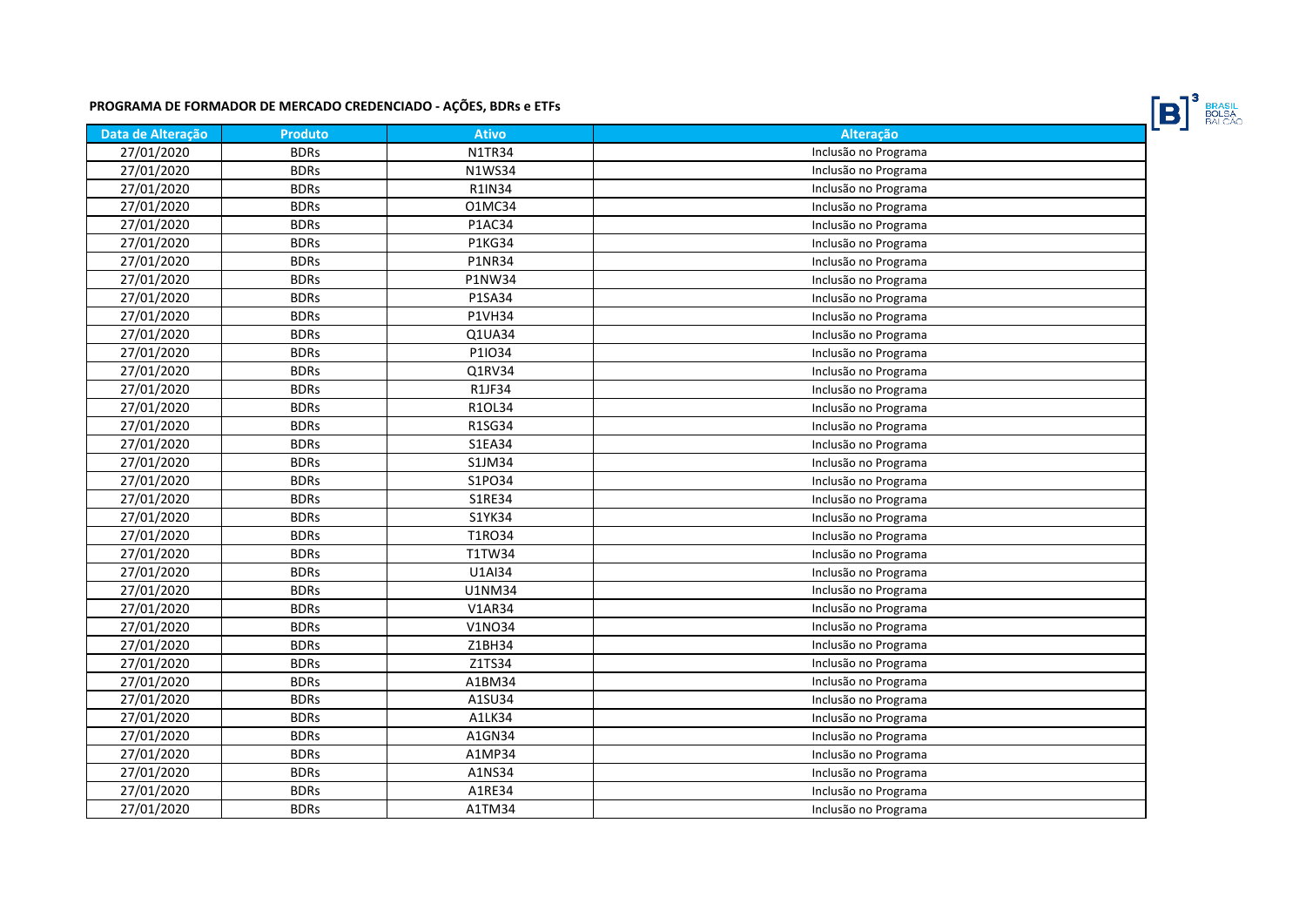**PROGRAMA DE FORMADOR DE MERCADO CREDENCIADO - AÇÕES, BDRs e ETFs**

| Data de Alteração | Produto | Ativo | Alteração |
|---|---|---|---|
| 27/01/2020 | BDRs | N1TR34 | Inclusão no Programa |
| 27/01/2020 | BDRs | N1WS34 | Inclusão no Programa |
| 27/01/2020 | BDRs | R1IN34 | Inclusão no Programa |
| 27/01/2020 | BDRs | O1MC34 | Inclusão no Programa |
| 27/01/2020 | BDRs | P1AC34 | Inclusão no Programa |
| 27/01/2020 | BDRs | P1KG34 | Inclusão no Programa |
| 27/01/2020 | BDRs | P1NR34 | Inclusão no Programa |
| 27/01/2020 | BDRs | P1NW34 | Inclusão no Programa |
| 27/01/2020 | BDRs | P1SA34 | Inclusão no Programa |
| 27/01/2020 | BDRs | P1VH34 | Inclusão no Programa |
| 27/01/2020 | BDRs | Q1UA34 | Inclusão no Programa |
| 27/01/2020 | BDRs | P1IO34 | Inclusão no Programa |
| 27/01/2020 | BDRs | Q1RV34 | Inclusão no Programa |
| 27/01/2020 | BDRs | R1JF34 | Inclusão no Programa |
| 27/01/2020 | BDRs | R1OL34 | Inclusão no Programa |
| 27/01/2020 | BDRs | R1SG34 | Inclusão no Programa |
| 27/01/2020 | BDRs | S1EA34 | Inclusão no Programa |
| 27/01/2020 | BDRs | S1JM34 | Inclusão no Programa |
| 27/01/2020 | BDRs | S1PO34 | Inclusão no Programa |
| 27/01/2020 | BDRs | S1RE34 | Inclusão no Programa |
| 27/01/2020 | BDRs | S1YK34 | Inclusão no Programa |
| 27/01/2020 | BDRs | T1RO34 | Inclusão no Programa |
| 27/01/2020 | BDRs | T1TW34 | Inclusão no Programa |
| 27/01/2020 | BDRs | U1AI34 | Inclusão no Programa |
| 27/01/2020 | BDRs | U1NM34 | Inclusão no Programa |
| 27/01/2020 | BDRs | V1AR34 | Inclusão no Programa |
| 27/01/2020 | BDRs | V1NO34 | Inclusão no Programa |
| 27/01/2020 | BDRs | Z1BH34 | Inclusão no Programa |
| 27/01/2020 | BDRs | Z1TS34 | Inclusão no Programa |
| 27/01/2020 | BDRs | A1BM34 | Inclusão no Programa |
| 27/01/2020 | BDRs | A1SU34 | Inclusão no Programa |
| 27/01/2020 | BDRs | A1LK34 | Inclusão no Programa |
| 27/01/2020 | BDRs | A1GN34 | Inclusão no Programa |
| 27/01/2020 | BDRs | A1MP34 | Inclusão no Programa |
| 27/01/2020 | BDRs | A1NS34 | Inclusão no Programa |
| 27/01/2020 | BDRs | A1RE34 | Inclusão no Programa |
| 27/01/2020 | BDRs | A1TM34 | Inclusão no Programa |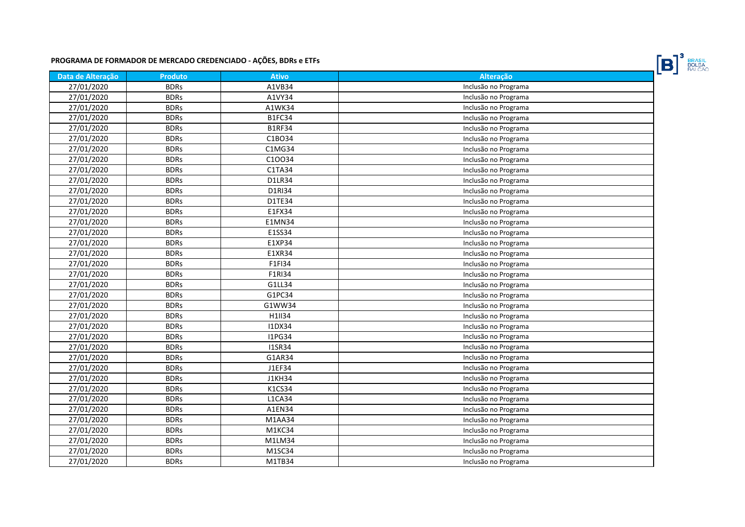**PROGRAMA DE FORMADOR DE MERCADO CREDENCIADO - AÇÕES, BDRs e ETFs**

| Data de Alteração | Produto | Ativo | Alteração |
|---|---|---|---|
| 27/01/2020 | BDRs | A1VB34 | Inclusão no Programa |
| 27/01/2020 | BDRs | A1VY34 | Inclusão no Programa |
| 27/01/2020 | BDRs | A1WK34 | Inclusão no Programa |
| 27/01/2020 | BDRs | B1FC34 | Inclusão no Programa |
| 27/01/2020 | BDRs | B1RF34 | Inclusão no Programa |
| 27/01/2020 | BDRs | C1BO34 | Inclusão no Programa |
| 27/01/2020 | BDRs | C1MG34 | Inclusão no Programa |
| 27/01/2020 | BDRs | C1OO34 | Inclusão no Programa |
| 27/01/2020 | BDRs | C1TA34 | Inclusão no Programa |
| 27/01/2020 | BDRs | D1LR34 | Inclusão no Programa |
| 27/01/2020 | BDRs | D1RI34 | Inclusão no Programa |
| 27/01/2020 | BDRs | D1TE34 | Inclusão no Programa |
| 27/01/2020 | BDRs | E1FX34 | Inclusão no Programa |
| 27/01/2020 | BDRs | E1MN34 | Inclusão no Programa |
| 27/01/2020 | BDRs | E1SS34 | Inclusão no Programa |
| 27/01/2020 | BDRs | E1XP34 | Inclusão no Programa |
| 27/01/2020 | BDRs | E1XR34 | Inclusão no Programa |
| 27/01/2020 | BDRs | F1FI34 | Inclusão no Programa |
| 27/01/2020 | BDRs | F1RI34 | Inclusão no Programa |
| 27/01/2020 | BDRs | G1LL34 | Inclusão no Programa |
| 27/01/2020 | BDRs | G1PC34 | Inclusão no Programa |
| 27/01/2020 | BDRs | G1WW34 | Inclusão no Programa |
| 27/01/2020 | BDRs | H1II34 | Inclusão no Programa |
| 27/01/2020 | BDRs | I1DX34 | Inclusão no Programa |
| 27/01/2020 | BDRs | I1PG34 | Inclusão no Programa |
| 27/01/2020 | BDRs | I1SR34 | Inclusão no Programa |
| 27/01/2020 | BDRs | G1AR34 | Inclusão no Programa |
| 27/01/2020 | BDRs | J1EF34 | Inclusão no Programa |
| 27/01/2020 | BDRs | J1KH34 | Inclusão no Programa |
| 27/01/2020 | BDRs | K1CS34 | Inclusão no Programa |
| 27/01/2020 | BDRs | L1CA34 | Inclusão no Programa |
| 27/01/2020 | BDRs | A1EN34 | Inclusão no Programa |
| 27/01/2020 | BDRs | M1AA34 | Inclusão no Programa |
| 27/01/2020 | BDRs | M1KC34 | Inclusão no Programa |
| 27/01/2020 | BDRs | M1LM34 | Inclusão no Programa |
| 27/01/2020 | BDRs | M1SC34 | Inclusão no Programa |
| 27/01/2020 | BDRs | M1TB34 | Inclusão no Programa |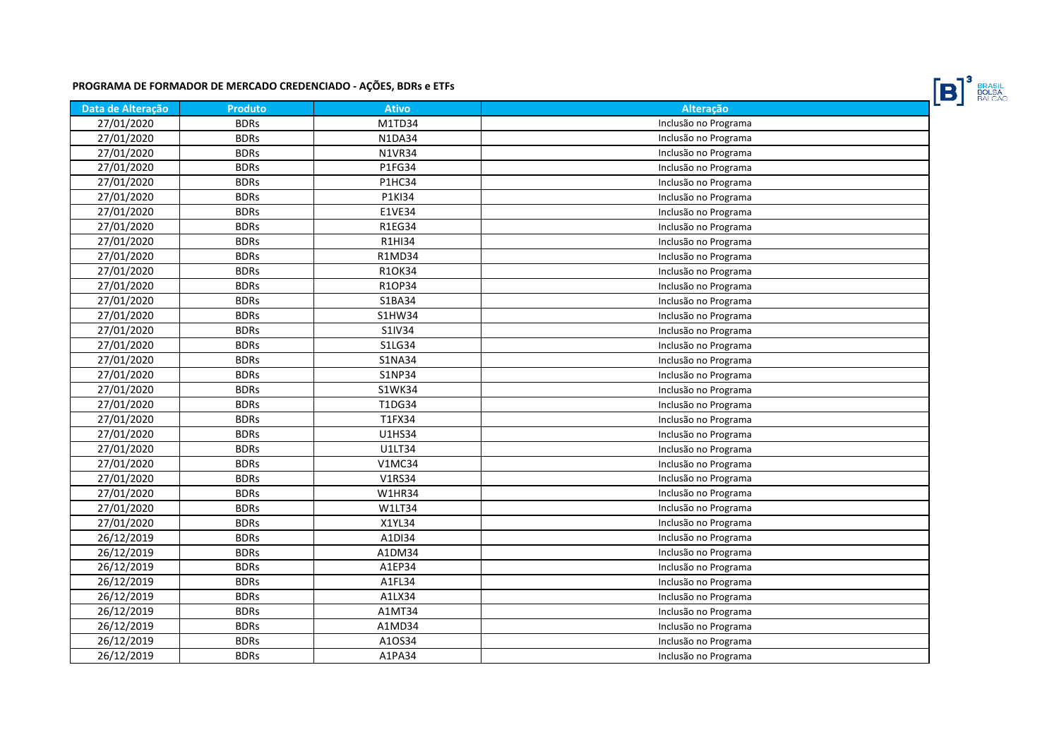## PROGRAMA DE FORMADOR DE MERCADO CREDENCIADO - AÇÕES, BDRs e ETFs

| Data de Alteração | Produto | Ativo | Alteração |
|---|---|---|---|
| 27/01/2020 | BDRs | M1TD34 | Inclusão no Programa |
| 27/01/2020 | BDRs | N1DA34 | Inclusão no Programa |
| 27/01/2020 | BDRs | N1VR34 | Inclusão no Programa |
| 27/01/2020 | BDRs | P1FG34 | Inclusão no Programa |
| 27/01/2020 | BDRs | P1HC34 | Inclusão no Programa |
| 27/01/2020 | BDRs | P1KI34 | Inclusão no Programa |
| 27/01/2020 | BDRs | E1VE34 | Inclusão no Programa |
| 27/01/2020 | BDRs | R1EG34 | Inclusão no Programa |
| 27/01/2020 | BDRs | R1HI34 | Inclusão no Programa |
| 27/01/2020 | BDRs | R1MD34 | Inclusão no Programa |
| 27/01/2020 | BDRs | R1OK34 | Inclusão no Programa |
| 27/01/2020 | BDRs | R1OP34 | Inclusão no Programa |
| 27/01/2020 | BDRs | S1BA34 | Inclusão no Programa |
| 27/01/2020 | BDRs | S1HW34 | Inclusão no Programa |
| 27/01/2020 | BDRs | S1IV34 | Inclusão no Programa |
| 27/01/2020 | BDRs | S1LG34 | Inclusão no Programa |
| 27/01/2020 | BDRs | S1NA34 | Inclusão no Programa |
| 27/01/2020 | BDRs | S1NP34 | Inclusão no Programa |
| 27/01/2020 | BDRs | S1WK34 | Inclusão no Programa |
| 27/01/2020 | BDRs | T1DG34 | Inclusão no Programa |
| 27/01/2020 | BDRs | T1FX34 | Inclusão no Programa |
| 27/01/2020 | BDRs | U1HS34 | Inclusão no Programa |
| 27/01/2020 | BDRs | U1LT34 | Inclusão no Programa |
| 27/01/2020 | BDRs | V1MC34 | Inclusão no Programa |
| 27/01/2020 | BDRs | V1RS34 | Inclusão no Programa |
| 27/01/2020 | BDRs | W1HR34 | Inclusão no Programa |
| 27/01/2020 | BDRs | W1LT34 | Inclusão no Programa |
| 27/01/2020 | BDRs | X1YL34 | Inclusão no Programa |
| 26/12/2019 | BDRs | A1DI34 | Inclusão no Programa |
| 26/12/2019 | BDRs | A1DM34 | Inclusão no Programa |
| 26/12/2019 | BDRs | A1EP34 | Inclusão no Programa |
| 26/12/2019 | BDRs | A1FL34 | Inclusão no Programa |
| 26/12/2019 | BDRs | A1LX34 | Inclusão no Programa |
| 26/12/2019 | BDRs | A1MT34 | Inclusão no Programa |
| 26/12/2019 | BDRs | A1MD34 | Inclusão no Programa |
| 26/12/2019 | BDRs | A1OS34 | Inclusão no Programa |
| 26/12/2019 | BDRs | A1PA34 | Inclusão no Programa |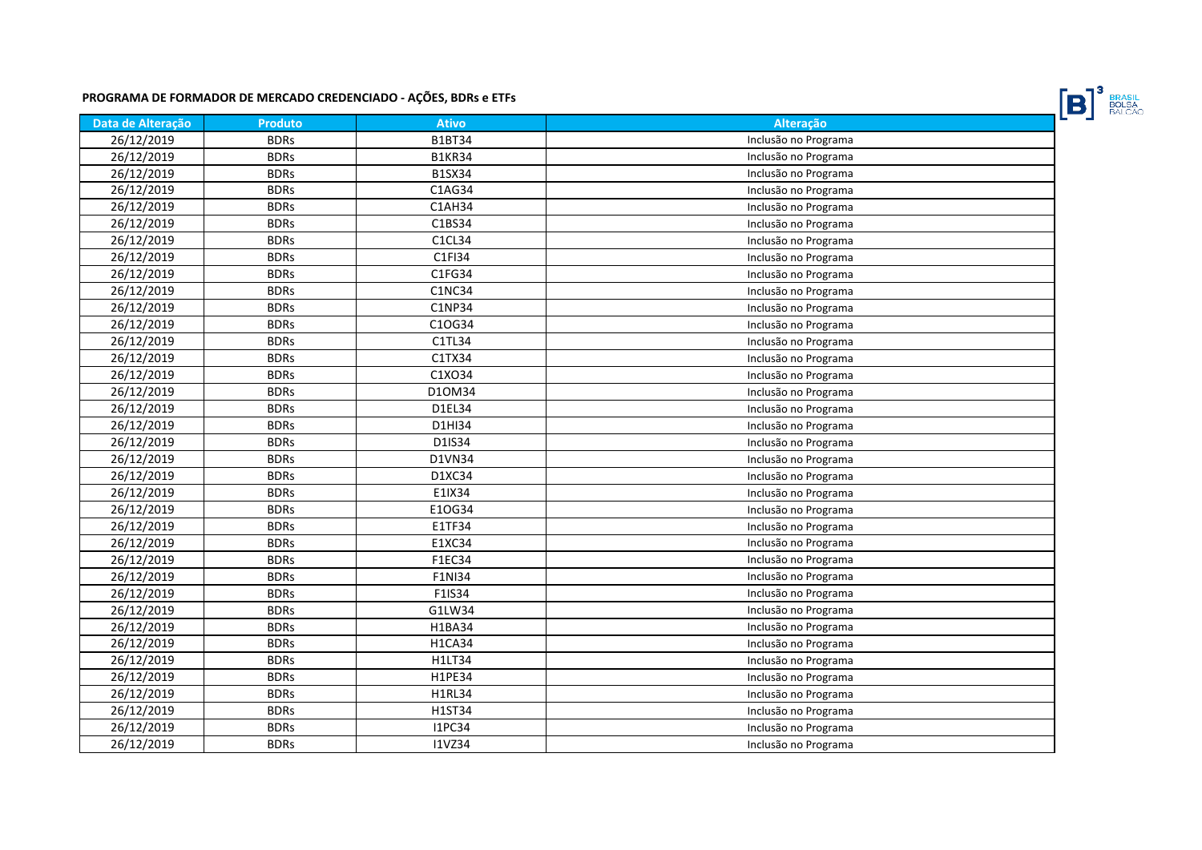**PROGRAMA DE FORMADOR DE MERCADO CREDENCIADO - AÇÕES, BDRs e ETFs**

| Data de Alteração | Produto | Ativo | Alteração |
|---|---|---|---|
| 26/12/2019 | BDRs | B1BT34 | Inclusão no Programa |
| 26/12/2019 | BDRs | B1KR34 | Inclusão no Programa |
| 26/12/2019 | BDRs | B1SX34 | Inclusão no Programa |
| 26/12/2019 | BDRs | C1AG34 | Inclusão no Programa |
| 26/12/2019 | BDRs | C1AH34 | Inclusão no Programa |
| 26/12/2019 | BDRs | C1BS34 | Inclusão no Programa |
| 26/12/2019 | BDRs | C1CL34 | Inclusão no Programa |
| 26/12/2019 | BDRs | C1FI34 | Inclusão no Programa |
| 26/12/2019 | BDRs | C1FG34 | Inclusão no Programa |
| 26/12/2019 | BDRs | C1NC34 | Inclusão no Programa |
| 26/12/2019 | BDRs | C1NP34 | Inclusão no Programa |
| 26/12/2019 | BDRs | C1OG34 | Inclusão no Programa |
| 26/12/2019 | BDRs | C1TL34 | Inclusão no Programa |
| 26/12/2019 | BDRs | C1TX34 | Inclusão no Programa |
| 26/12/2019 | BDRs | C1XO34 | Inclusão no Programa |
| 26/12/2019 | BDRs | D1OM34 | Inclusão no Programa |
| 26/12/2019 | BDRs | D1EL34 | Inclusão no Programa |
| 26/12/2019 | BDRs | D1HI34 | Inclusão no Programa |
| 26/12/2019 | BDRs | D1IS34 | Inclusão no Programa |
| 26/12/2019 | BDRs | D1VN34 | Inclusão no Programa |
| 26/12/2019 | BDRs | D1XC34 | Inclusão no Programa |
| 26/12/2019 | BDRs | E1IX34 | Inclusão no Programa |
| 26/12/2019 | BDRs | E1OG34 | Inclusão no Programa |
| 26/12/2019 | BDRs | E1TF34 | Inclusão no Programa |
| 26/12/2019 | BDRs | E1XC34 | Inclusão no Programa |
| 26/12/2019 | BDRs | F1EC34 | Inclusão no Programa |
| 26/12/2019 | BDRs | F1NI34 | Inclusão no Programa |
| 26/12/2019 | BDRs | F1IS34 | Inclusão no Programa |
| 26/12/2019 | BDRs | G1LW34 | Inclusão no Programa |
| 26/12/2019 | BDRs | H1BA34 | Inclusão no Programa |
| 26/12/2019 | BDRs | H1CA34 | Inclusão no Programa |
| 26/12/2019 | BDRs | H1LT34 | Inclusão no Programa |
| 26/12/2019 | BDRs | H1PE34 | Inclusão no Programa |
| 26/12/2019 | BDRs | H1RL34 | Inclusão no Programa |
| 26/12/2019 | BDRs | H1ST34 | Inclusão no Programa |
| 26/12/2019 | BDRs | I1PC34 | Inclusão no Programa |
| 26/12/2019 | BDRs | I1VZ34 | Inclusão no Programa |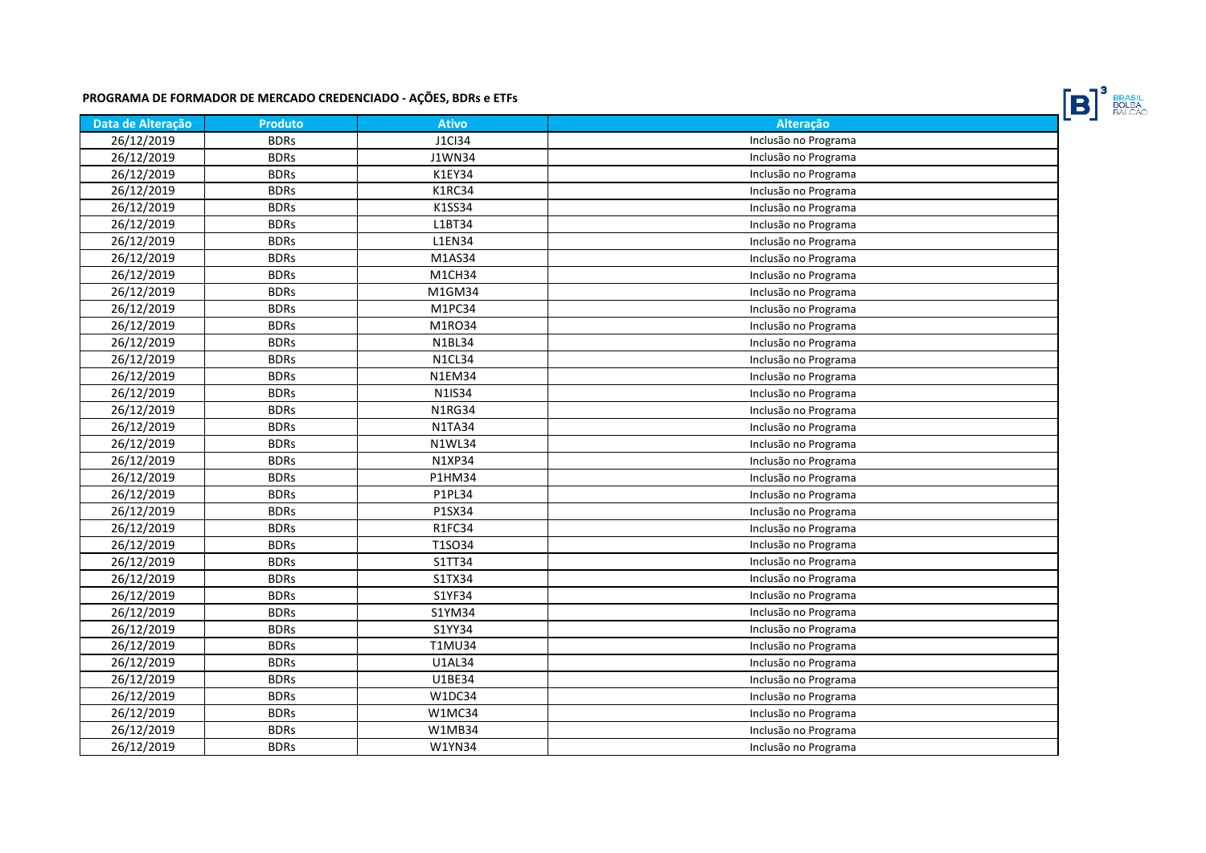## PROGRAMA DE FORMADOR DE MERCADO CREDENCIADO - AÇÕES, BDRs e ETFs

| Data de Alteração | Produto | Ativo | Alteração |
|---|---|---|---|
| 26/12/2019 | BDRs | J1CI34 | Inclusão no Programa |
| 26/12/2019 | BDRs | J1WN34 | Inclusão no Programa |
| 26/12/2019 | BDRs | K1EY34 | Inclusão no Programa |
| 26/12/2019 | BDRs | K1RC34 | Inclusão no Programa |
| 26/12/2019 | BDRs | K1SS34 | Inclusão no Programa |
| 26/12/2019 | BDRs | L1BT34 | Inclusão no Programa |
| 26/12/2019 | BDRs | L1EN34 | Inclusão no Programa |
| 26/12/2019 | BDRs | M1AS34 | Inclusão no Programa |
| 26/12/2019 | BDRs | M1CH34 | Inclusão no Programa |
| 26/12/2019 | BDRs | M1GM34 | Inclusão no Programa |
| 26/12/2019 | BDRs | M1PC34 | Inclusão no Programa |
| 26/12/2019 | BDRs | M1RO34 | Inclusão no Programa |
| 26/12/2019 | BDRs | N1BL34 | Inclusão no Programa |
| 26/12/2019 | BDRs | N1CL34 | Inclusão no Programa |
| 26/12/2019 | BDRs | N1EM34 | Inclusão no Programa |
| 26/12/2019 | BDRs | N1IS34 | Inclusão no Programa |
| 26/12/2019 | BDRs | N1RG34 | Inclusão no Programa |
| 26/12/2019 | BDRs | N1TA34 | Inclusão no Programa |
| 26/12/2019 | BDRs | N1WL34 | Inclusão no Programa |
| 26/12/2019 | BDRs | N1XP34 | Inclusão no Programa |
| 26/12/2019 | BDRs | P1HM34 | Inclusão no Programa |
| 26/12/2019 | BDRs | P1PL34 | Inclusão no Programa |
| 26/12/2019 | BDRs | P1SX34 | Inclusão no Programa |
| 26/12/2019 | BDRs | R1FC34 | Inclusão no Programa |
| 26/12/2019 | BDRs | T1SO34 | Inclusão no Programa |
| 26/12/2019 | BDRs | S1TT34 | Inclusão no Programa |
| 26/12/2019 | BDRs | S1TX34 | Inclusão no Programa |
| 26/12/2019 | BDRs | S1YF34 | Inclusão no Programa |
| 26/12/2019 | BDRs | S1YM34 | Inclusão no Programa |
| 26/12/2019 | BDRs | S1YY34 | Inclusão no Programa |
| 26/12/2019 | BDRs | T1MU34 | Inclusão no Programa |
| 26/12/2019 | BDRs | U1AL34 | Inclusão no Programa |
| 26/12/2019 | BDRs | U1BE34 | Inclusão no Programa |
| 26/12/2019 | BDRs | W1DC34 | Inclusão no Programa |
| 26/12/2019 | BDRs | W1MC34 | Inclusão no Programa |
| 26/12/2019 | BDRs | W1MB34 | Inclusão no Programa |
| 26/12/2019 | BDRs | W1YN34 | Inclusão no Programa |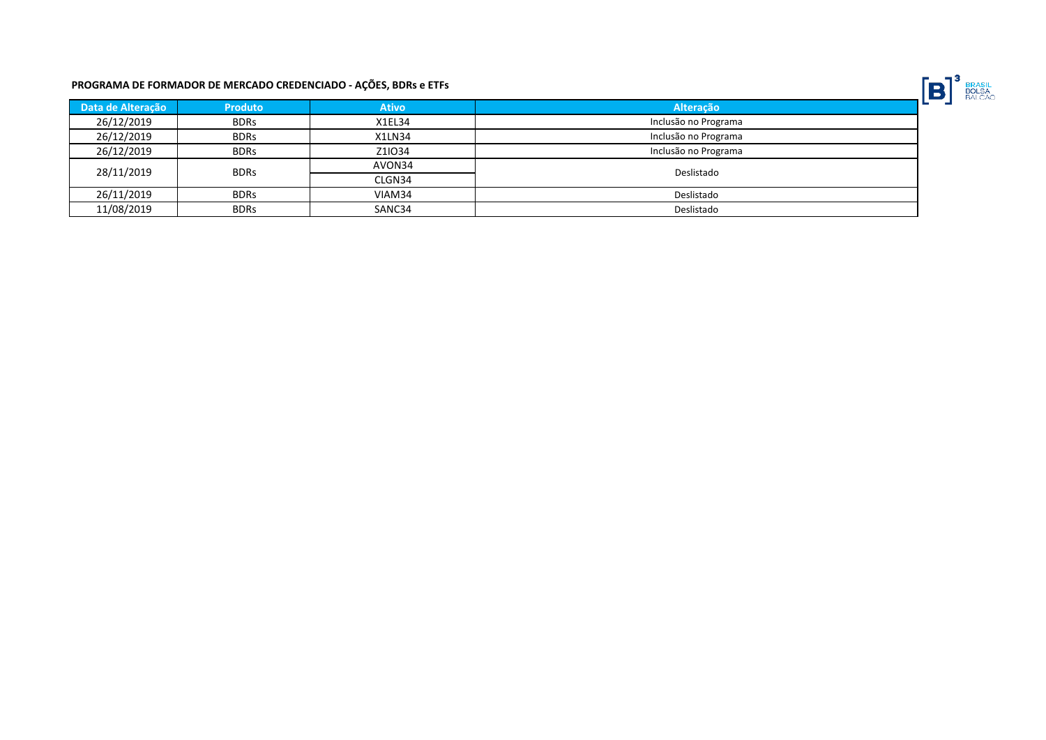**PROGRAMA DE FORMADOR DE MERCADO CREDENCIADO - AÇÕES, BDRs e ETFs**

| Data de Alteração | Produto | Ativo | Alteração |
|---|---|---|---|
| 26/12/2019 | BDRs | X1EL34 | Inclusão no Programa |
| 26/12/2019 | BDRs | X1LN34 | Inclusão no Programa |
| 26/12/2019 | BDRs | Z1IO34 | Inclusão no Programa |
| 28/11/2019 | BDRs | AVON34 | Deslistado |
| | | CLGN34 | |
| 26/11/2019 | BDRs | VIAM34 | Deslistado |
| 11/08/2019 | BDRs | SANC34 | Deslistado |